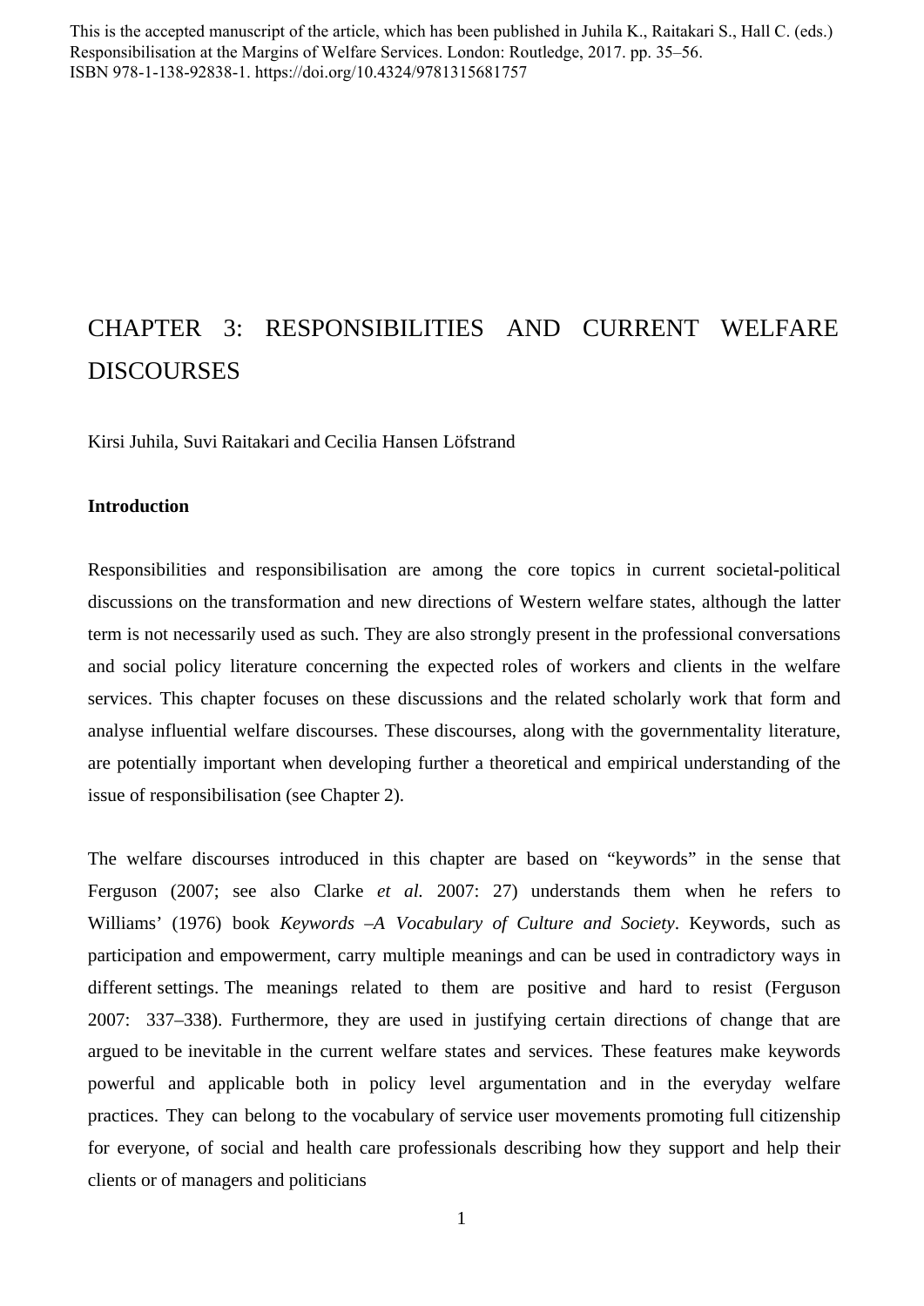This is the accepted manuscript of the article, which has been published in Juhila K., Raitakari S., Hall C. (eds.) Responsibilisation at the Margins of Welfare Services. London: Routledge, 2017. pp. 35–56. ISBN 978-1-138-92838-1. https://doi.org/10.4324/9781315681757

# CHAPTER 3: RESPONSIBILITIES AND CURRENT WELFARE DISCOURSES

Kirsi Juhila, Suvi Raitakari and Cecilia Hansen Löfstrand

## Introduction

Responsibilities and responsibilisation are among the core topics in current societal-political discussions on the transformation and new directions of Western welfare states, although the latter term is not necessarily used as such. They are also strongly present in the professional conversations and social policy literature concerning the expected roles of workers and clients in the welfare services. This chapter focuses on these discussions and the related scholarly work that form and analyse influential welfare discourses. These discourses, along with the governmentality literature, are potentially important when developing further a theoretical and empirical understanding of the issue of responsibilisation (see Chapter 2).

The welfare discourses introduced in this chapter are based on "keywords" in the sense that Ferguson (2007; see also Clarke *et al.* 2007: 27) understands them when he refers to Williams' (1976) book *Keywords –A Vocabulary of Culture and Society*. Keywords, such as participation and empowerment, carry multiple meanings and can be used in contradictory ways in different settings. The meanings related to them are positive and hard to resist (Ferguson 2007: 337–338). Furthermore, they are used in justifying certain directions of change that are argued to be inevitable in the current welfare states and services. These features make keywords powerful and applicable both in policy level argumentation and in the everyday welfare practices. They can belong to the vocabulary of service user movements promoting full citizenship for everyone, of social and health care professionals describing how they support and help their clients or of managers and politicians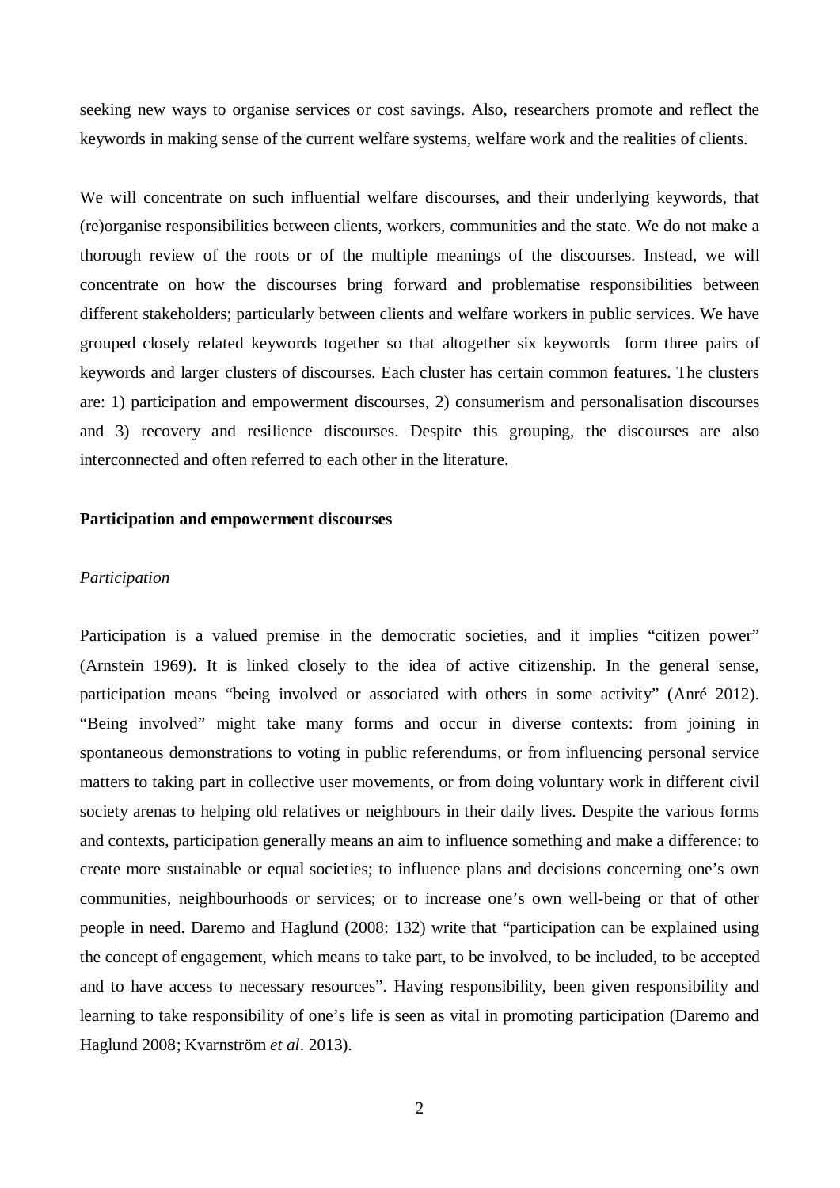seeking new ways to organise services or cost savings. Also, researchers promote and reflect the keywords in making sense of the current welfare systems, welfare work and the realities of clients.

We will concentrate on such influential welfare discourses, and their underlying keywords, that (re)organise responsibilities between clients, workers, communities and the state. We do not make a thorough review of the roots or of the multiple meanings of the discourses. Instead, we will concentrate on how the discourses bring forward and problematise responsibilities between different stakeholders; particularly between clients and welfare workers in public services. We have grouped closely related keywords together so that altogether six keywords form three pairs of keywords and larger clusters of discourses. Each cluster has certain common features. The clusters are: 1) participation and empowerment discourses, 2) consumerism and personalisation discourses and 3) recovery and resilience discourses. Despite this grouping, the discourses are also interconnected and often referred to each other in the literature.

**Participation and empowerment discourses**

*Participation*

Participation is a valued premise in the democratic societies, and it implies "citizen power" (Arnstein 1969). It is linked closely to the idea of active citizenship. In the general sense, participation means "being involved or associated with others in some activity" (Anré 2012). "Being involved" might take many forms and occur in diverse contexts: from joining in spontaneous demonstrations to voting in public referendums, or from influencing personal service matters to taking part in collective user movements, or from doing voluntary work in different civil society arenas to helping old relatives or neighbours in their daily lives. Despite the various forms and contexts, participation generally means an aim to influence something and make a difference: to create more sustainable or equal societies; to influence plans and decisions concerning one's own communities, neighbourhoods or services; or to increase one's own well-being or that of other people in need. Daremo and Haglund (2008: 132) write that "participation can be explained using the concept of engagement, which means to take part, to be involved, to be included, to be accepted and to have access to necessary resources". Having responsibility, been given responsibility and learning to take responsibility of one's life is seen as vital in promoting participation (Daremo and Haglund 2008; Kvarnström *et al*. 2013).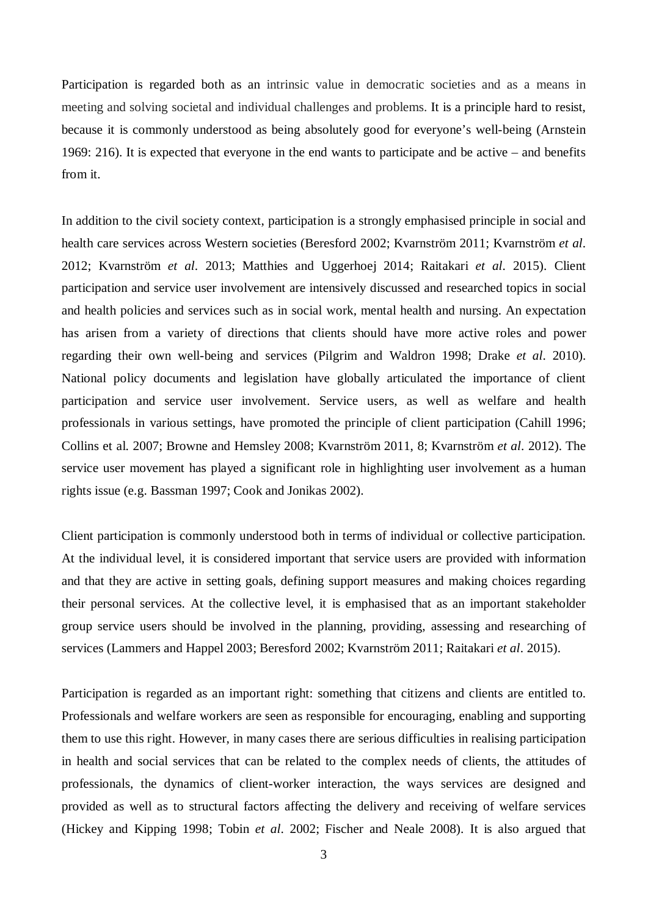Participation is regarded both as an intrinsic value in democratic societies and as a means in meeting and solving societal and individual challenges and problems. It is a principle hard to resist, because it is commonly understood as being absolutely good for everyone's well-being (Arnstein 1969: 216). It is expected that everyone in the end wants to participate and be active – and benefits from it.

In addition to the civil society context, participation is a strongly emphasised principle in social and health care services across Western societies (Beresford 2002; Kvarnström 2011; Kvarnström *et al*. 2012; Kvarnström *et al*. 2013; Matthies and Uggerhoej 2014; Raitakari *et al*. 2015). Client participation and service user involvement are intensively discussed and researched topics in social and health policies and services such as in social work, mental health and nursing. An expectation has arisen from a variety of directions that clients should have more active roles and power regarding their own well-being and services (Pilgrim and Waldron 1998; Drake *et al*. 2010). National policy documents and legislation have globally articulated the importance of client participation and service user involvement. Service users, as well as welfare and health professionals in various settings, have promoted the principle of client participation (Cahill 1996; Collins et al. 2007; Browne and Hemsley 2008; Kvarnström 2011, 8; Kvarnström *et al*. 2012). The service user movement has played a significant role in highlighting user involvement as a human rights issue (e.g. Bassman 1997; Cook and Jonikas 2002).

Client participation is commonly understood both in terms of individual or collective participation. At the individual level, it is considered important that service users are provided with information and that they are active in setting goals, defining support measures and making choices regarding their personal services. At the collective level, it is emphasised that as an important stakeholder group service users should be involved in the planning, providing, assessing and researching of services (Lammers and Happel 2003; Beresford 2002; Kvarnström 2011; Raitakari *et al*. 2015).

Participation is regarded as an important right: something that citizens and clients are entitled to. Professionals and welfare workers are seen as responsible for encouraging, enabling and supporting them to use this right. However, in many cases there are serious difficulties in realising participation in health and social services that can be related to the complex needs of clients, the attitudes of professionals, the dynamics of client-worker interaction, the ways services are designed and provided as well as to structural factors affecting the delivery and receiving of welfare services (Hickey and Kipping 1998; Tobin *et al*. 2002; Fischer and Neale 2008). It is also argued that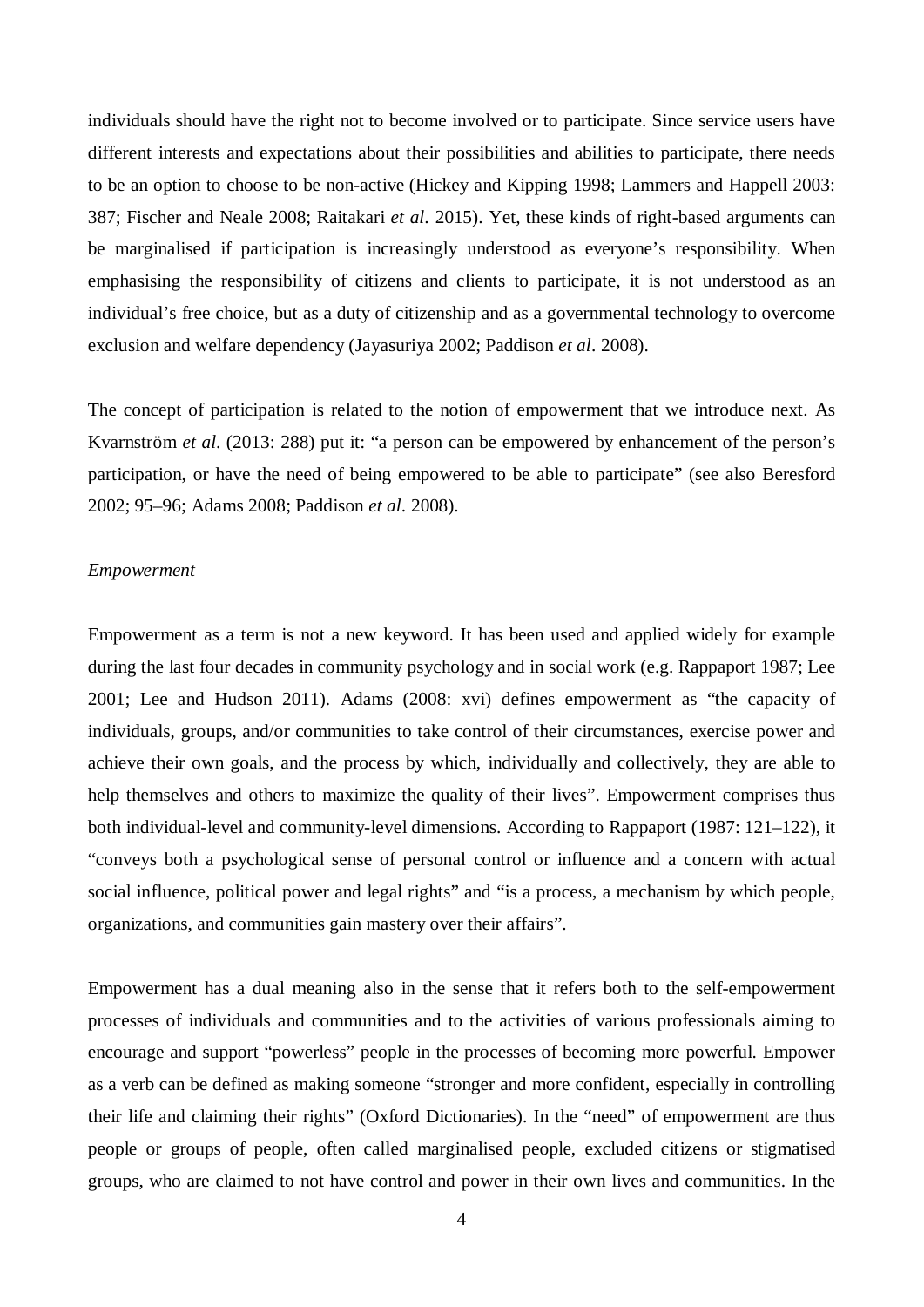individuals should have the right not to become involved or to participate. Since service users have different interests and expectations about their possibilities and abilities to participate, there needs to be an option to choose to be non-active (Hickey and Kipping 1998; Lammers and Happell 2003: 387; Fischer and Neale 2008; Raitakari *et al*. 2015). Yet, these kinds of right-based arguments can be marginalised if participation is increasingly understood as everyone's responsibility. When emphasising the responsibility of citizens and clients to participate, it is not understood as an individual's free choice, but as a duty of citizenship and as a governmental technology to overcome exclusion and welfare dependency (Jayasuriya 2002; Paddison *et al*. 2008).

The concept of participation is related to the notion of empowerment that we introduce next. As Kvarnström *et al*. (2013: 288) put it: "a person can be empowered by enhancement of the person's participation, or have the need of being empowered to be able to participate" (see also Beresford 2002; 95–96; Adams 2008; Paddison *et al*. 2008).

*Empowerment*

Empowerment as a term is not a new keyword. It has been used and applied widely for example during the last four decades in community psychology and in social work (e.g. Rappaport 1987; Lee 2001; Lee and Hudson 2011). Adams (2008: xvi) defines empowerment as "the capacity of individuals, groups, and/or communities to take control of their circumstances, exercise power and achieve their own goals, and the process by which, individually and collectively, they are able to help themselves and others to maximize the quality of their lives". Empowerment comprises thus both individual-level and community-level dimensions. According to Rappaport (1987: 121–122), it "conveys both a psychological sense of personal control or influence and a concern with actual social influence, political power and legal rights" and "is a process, a mechanism by which people, organizations, and communities gain mastery over their affairs".

Empowerment has a dual meaning also in the sense that it refers both to the self-empowerment processes of individuals and communities and to the activities of various professionals aiming to encourage and support "powerless" people in the processes of becoming more powerful. Empower as a verb can be defined as making someone "stronger and more confident, especially in controlling their life and claiming their rights" (Oxford Dictionaries). In the "need" of empowerment are thus people or groups of people, often called marginalised people, excluded citizens or stigmatised groups, who are claimed to not have control and power in their own lives and communities. In the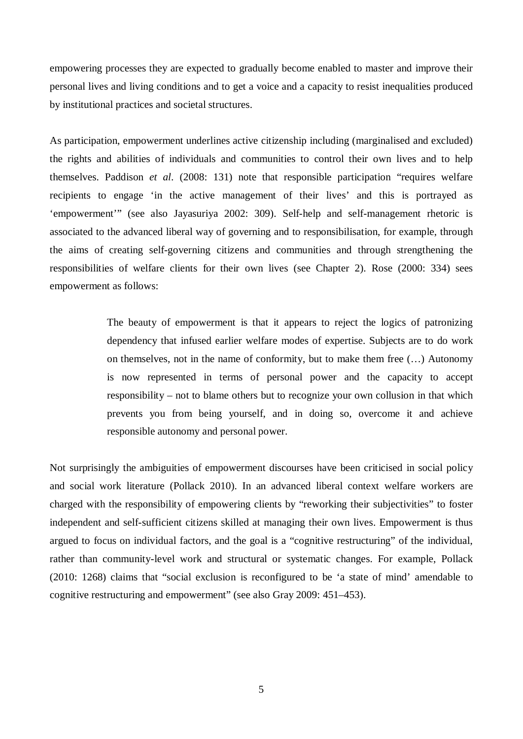empowering processes they are expected to gradually become enabled to master and improve their personal lives and living conditions and to get a voice and a capacity to resist inequalities produced by institutional practices and societal structures.

As participation, empowerment underlines active citizenship including (marginalised and excluded) the rights and abilities of individuals and communities to control their own lives and to help themselves. Paddison *et al*. (2008: 131) note that responsible participation "requires welfare recipients to engage 'in the active management of their lives' and this is portrayed as 'empowerment'" (see also Jayasuriya 2002: 309). Self-help and self-management rhetoric is associated to the advanced liberal way of governing and to responsibilisation, for example, through the aims of creating self-governing citizens and communities and through strengthening the responsibilities of welfare clients for their own lives (see Chapter 2). Rose (2000: 334) sees empowerment as follows:

> The beauty of empowerment is that it appears to reject the logics of patronizing dependency that infused earlier welfare modes of expertise. Subjects are to do work on themselves, not in the name of conformity, but to make them free (…) Autonomy is now represented in terms of personal power and the capacity to accept responsibility – not to blame others but to recognize your own collusion in that which prevents you from being yourself, and in doing so, overcome it and achieve responsible autonomy and personal power.

Not surprisingly the ambiguities of empowerment discourses have been criticised in social policy and social work literature (Pollack 2010). In an advanced liberal context welfare workers are charged with the responsibility of empowering clients by "reworking their subjectivities" to foster independent and self-sufficient citizens skilled at managing their own lives. Empowerment is thus argued to focus on individual factors, and the goal is a "cognitive restructuring" of the individual, rather than community-level work and structural or systematic changes. For example, Pollack (2010: 1268) claims that "social exclusion is reconfigured to be 'a state of mind' amendable to cognitive restructuring and empowerment" (see also Gray 2009: 451–453).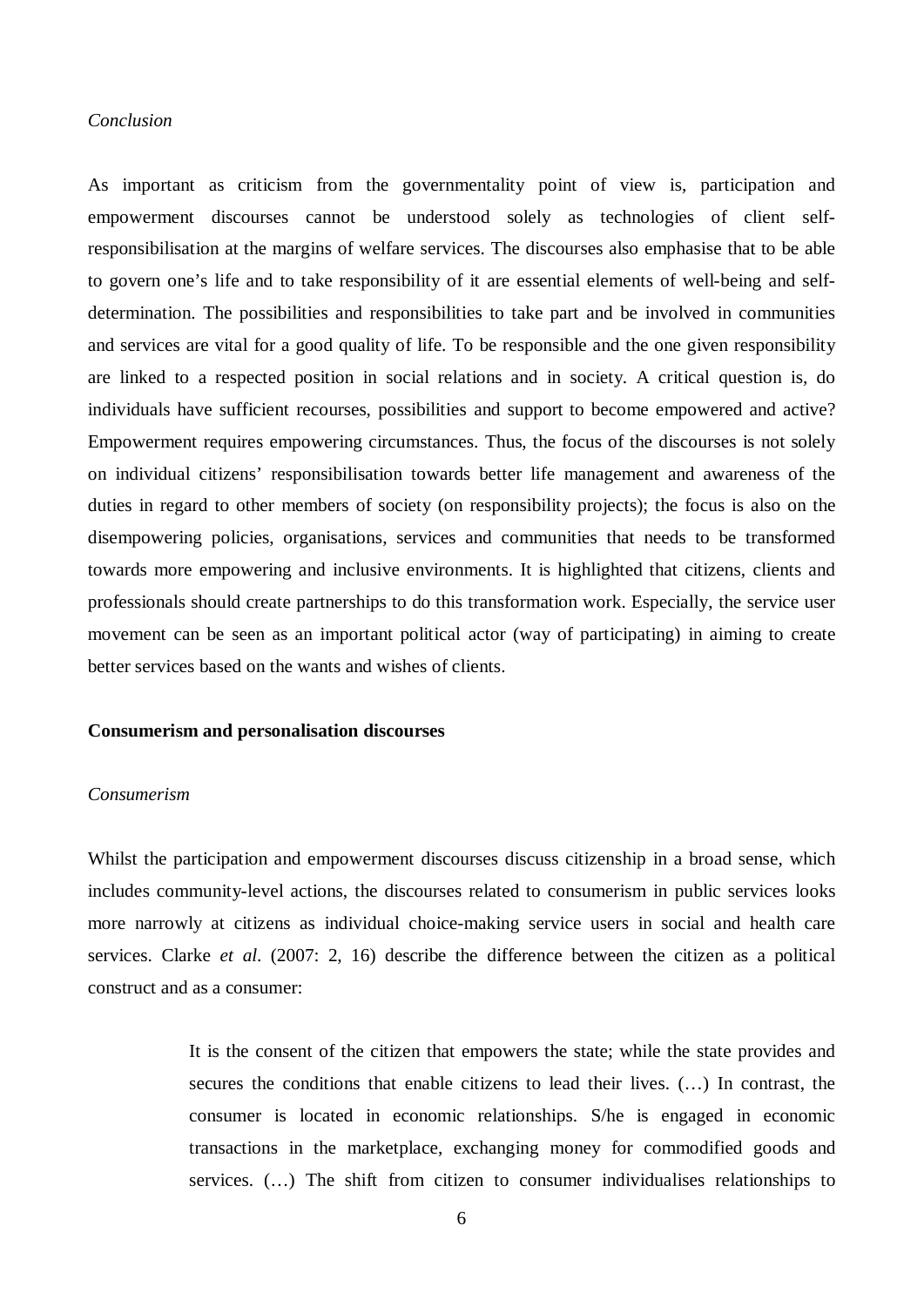*Conclusion*

As important as criticism from the governmentality point of view is, participation and empowerment discourses cannot be understood solely as technologies of client self-responsibilisation at the margins of welfare services. The discourses also emphasise that to be able to govern one's life and to take responsibility of it are essential elements of well-being and self-determination. The possibilities and responsibilities to take part and be involved in communities and services are vital for a good quality of life. To be responsible and the one given responsibility are linked to a respected position in social relations and in society. A critical question is, do individuals have sufficient recourses, possibilities and support to become empowered and active? Empowerment requires empowering circumstances. Thus, the focus of the discourses is not solely on individual citizens' responsibilisation towards better life management and awareness of the duties in regard to other members of society (on responsibility projects); the focus is also on the disempowering policies, organisations, services and communities that needs to be transformed towards more empowering and inclusive environments. It is highlighted that citizens, clients and professionals should create partnerships to do this transformation work. Especially, the service user movement can be seen as an important political actor (way of participating) in aiming to create better services based on the wants and wishes of clients.

**Consumerism and personalisation discourses**

*Consumerism*

Whilst the participation and empowerment discourses discuss citizenship in a broad sense, which includes community-level actions, the discourses related to consumerism in public services looks more narrowly at citizens as individual choice-making service users in social and health care services. Clarke *et al.* (2007: 2, 16) describe the difference between the citizen as a political construct and as a consumer:

> It is the consent of the citizen that empowers the state; while the state provides and secures the conditions that enable citizens to lead their lives. (…) In contrast, the consumer is located in economic relationships. S/he is engaged in economic transactions in the marketplace, exchanging money for commodified goods and services. (…) The shift from citizen to consumer individualises relationships to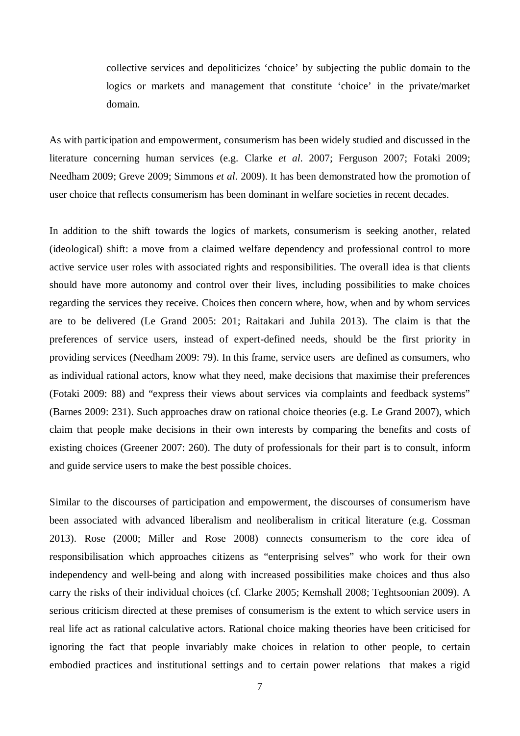> collective services and depoliticizes 'choice' by subjecting the public domain to the logics or markets and management that constitute 'choice' in the private/market domain.

As with participation and empowerment, consumerism has been widely studied and discussed in the literature concerning human services (e.g. Clarke *et al.* 2007; Ferguson 2007; Fotaki 2009; Needham 2009; Greve 2009; Simmons *et al*. 2009). It has been demonstrated how the promotion of user choice that reflects consumerism has been dominant in welfare societies in recent decades.

In addition to the shift towards the logics of markets, consumerism is seeking another, related (ideological) shift: a move from a claimed welfare dependency and professional control to more active service user roles with associated rights and responsibilities. The overall idea is that clients should have more autonomy and control over their lives, including possibilities to make choices regarding the services they receive. Choices then concern where, how, when and by whom services are to be delivered (Le Grand 2005: 201; Raitakari and Juhila 2013). The claim is that the preferences of service users, instead of expert-defined needs, should be the first priority in providing services (Needham 2009: 79). In this frame, service users are defined as consumers, who as individual rational actors, know what they need, make decisions that maximise their preferences (Fotaki 2009: 88) and "express their views about services via complaints and feedback systems" (Barnes 2009: 231). Such approaches draw on rational choice theories (e.g. Le Grand 2007), which claim that people make decisions in their own interests by comparing the benefits and costs of existing choices (Greener 2007: 260). The duty of professionals for their part is to consult, inform and guide service users to make the best possible choices.

Similar to the discourses of participation and empowerment, the discourses of consumerism have been associated with advanced liberalism and neoliberalism in critical literature (e.g. Cossman 2013). Rose (2000; Miller and Rose 2008) connects consumerism to the core idea of responsibilisation which approaches citizens as "enterprising selves" who work for their own independency and well-being and along with increased possibilities make choices and thus also carry the risks of their individual choices (cf. Clarke 2005; Kemshall 2008; Teghtsoonian 2009). A serious criticism directed at these premises of consumerism is the extent to which service users in real life act as rational calculative actors. Rational choice making theories have been criticised for ignoring the fact that people invariably make choices in relation to other people, to certain embodied practices and institutional settings and to certain power relations that makes a rigid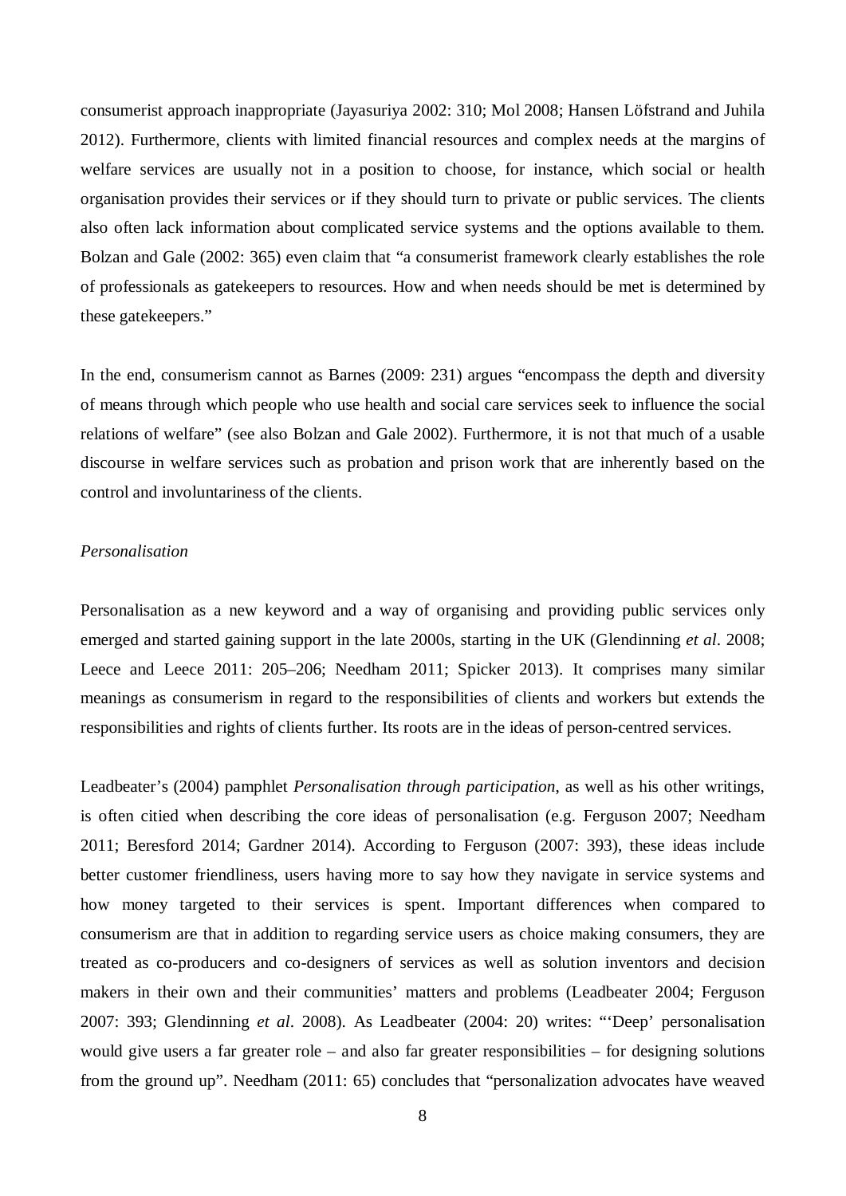consumerist approach inappropriate (Jayasuriya 2002: 310; Mol 2008; Hansen Löfstrand and Juhila 2012). Furthermore, clients with limited financial resources and complex needs at the margins of welfare services are usually not in a position to choose, for instance, which social or health organisation provides their services or if they should turn to private or public services. The clients also often lack information about complicated service systems and the options available to them. Bolzan and Gale (2002: 365) even claim that "a consumerist framework clearly establishes the role of professionals as gatekeepers to resources. How and when needs should be met is determined by these gatekeepers."

In the end, consumerism cannot as Barnes (2009: 231) argues "encompass the depth and diversity of means through which people who use health and social care services seek to influence the social relations of welfare" (see also Bolzan and Gale 2002). Furthermore, it is not that much of a usable discourse in welfare services such as probation and prison work that are inherently based on the control and involuntariness of the clients.

*Personalisation*

Personalisation as a new keyword and a way of organising and providing public services only emerged and started gaining support in the late 2000s, starting in the UK (Glendinning *et al*. 2008; Leece and Leece 2011: 205–206; Needham 2011; Spicker 2013). It comprises many similar meanings as consumerism in regard to the responsibilities of clients and workers but extends the responsibilities and rights of clients further. Its roots are in the ideas of person-centred services.

Leadbeater's (2004) pamphlet *Personalisation through participation*, as well as his other writings, is often citied when describing the core ideas of personalisation (e.g. Ferguson 2007; Needham 2011; Beresford 2014; Gardner 2014). According to Ferguson (2007: 393), these ideas include better customer friendliness, users having more to say how they navigate in service systems and how money targeted to their services is spent. Important differences when compared to consumerism are that in addition to regarding service users as choice making consumers, they are treated as co-producers and co-designers of services as well as solution inventors and decision makers in their own and their communities' matters and problems (Leadbeater 2004; Ferguson 2007: 393; Glendinning *et al*. 2008). As Leadbeater (2004: 20) writes: "'Deep' personalisation would give users a far greater role – and also far greater responsibilities – for designing solutions from the ground up". Needham (2011: 65) concludes that "personalization advocates have weaved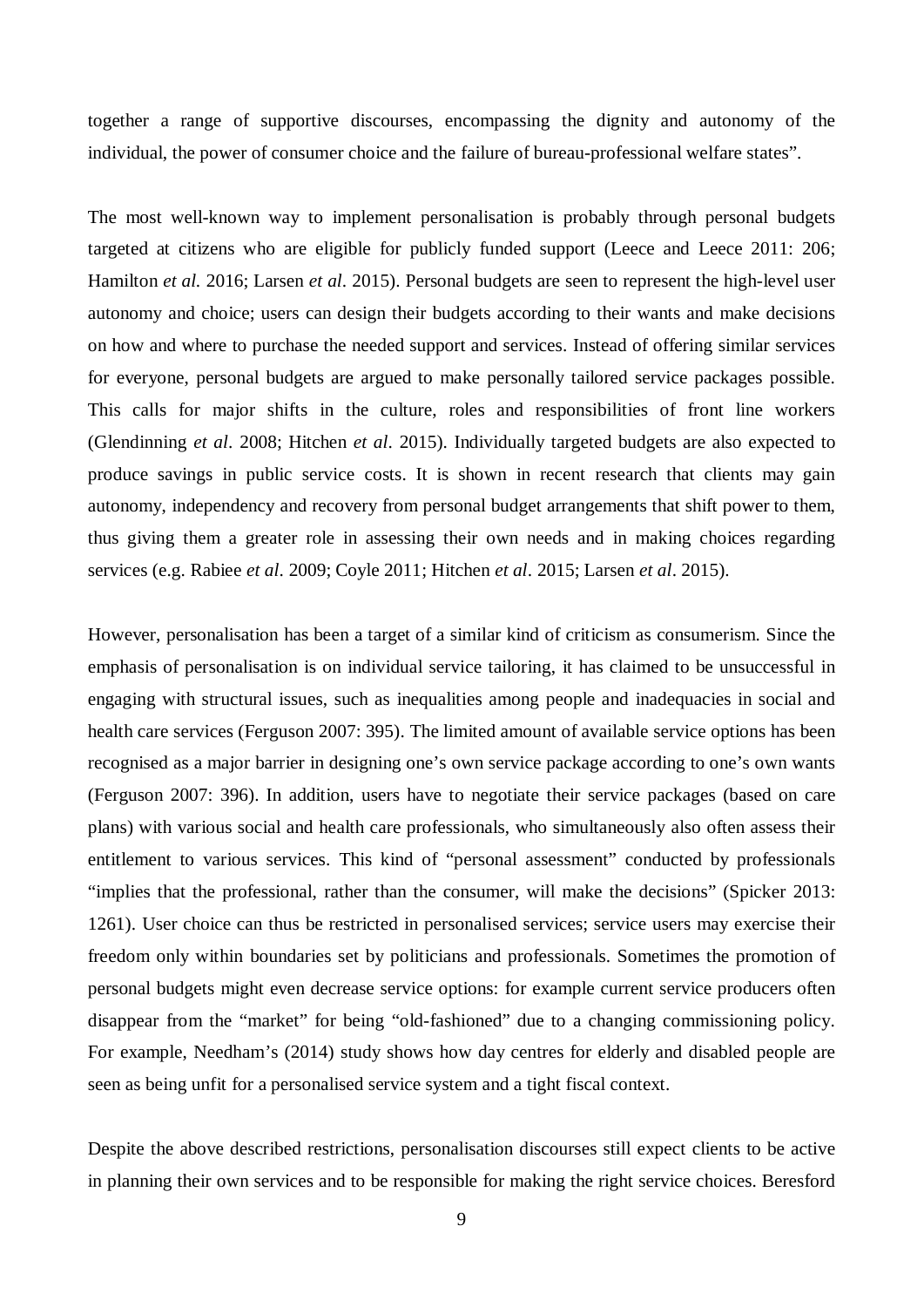together a range of supportive discourses, encompassing the dignity and autonomy of the individual, the power of consumer choice and the failure of bureau-professional welfare states".

The most well-known way to implement personalisation is probably through personal budgets targeted at citizens who are eligible for publicly funded support (Leece and Leece 2011: 206; Hamilton *et al.* 2016; Larsen *et al*. 2015). Personal budgets are seen to represent the high-level user autonomy and choice; users can design their budgets according to their wants and make decisions on how and where to purchase the needed support and services. Instead of offering similar services for everyone, personal budgets are argued to make personally tailored service packages possible. This calls for major shifts in the culture, roles and responsibilities of front line workers (Glendinning *et al*. 2008; Hitchen *et al*. 2015). Individually targeted budgets are also expected to produce savings in public service costs. It is shown in recent research that clients may gain autonomy, independency and recovery from personal budget arrangements that shift power to them, thus giving them a greater role in assessing their own needs and in making choices regarding services (e.g. Rabiee *et al*. 2009; Coyle 2011; Hitchen *et al*. 2015; Larsen *et al*. 2015).

However, personalisation has been a target of a similar kind of criticism as consumerism. Since the emphasis of personalisation is on individual service tailoring, it has claimed to be unsuccessful in engaging with structural issues, such as inequalities among people and inadequacies in social and health care services (Ferguson 2007: 395). The limited amount of available service options has been recognised as a major barrier in designing one's own service package according to one's own wants (Ferguson 2007: 396). In addition, users have to negotiate their service packages (based on care plans) with various social and health care professionals, who simultaneously also often assess their entitlement to various services. This kind of "personal assessment" conducted by professionals "implies that the professional, rather than the consumer, will make the decisions" (Spicker 2013: 1261). User choice can thus be restricted in personalised services; service users may exercise their freedom only within boundaries set by politicians and professionals. Sometimes the promotion of personal budgets might even decrease service options: for example current service producers often disappear from the "market" for being "old-fashioned" due to a changing commissioning policy. For example, Needham's (2014) study shows how day centres for elderly and disabled people are seen as being unfit for a personalised service system and a tight fiscal context.

Despite the above described restrictions, personalisation discourses still expect clients to be active in planning their own services and to be responsible for making the right service choices. Beresford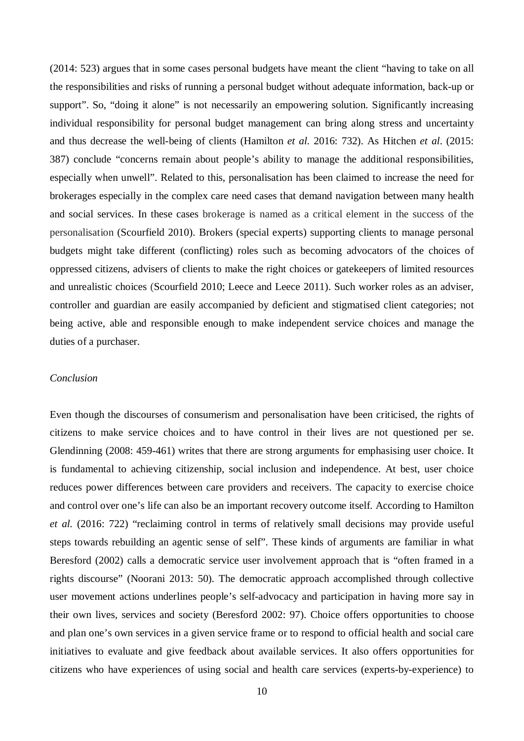(2014: 523) argues that in some cases personal budgets have meant the client "having to take on all the responsibilities and risks of running a personal budget without adequate information, back-up or support". So, "doing it alone" is not necessarily an empowering solution. Significantly increasing individual responsibility for personal budget management can bring along stress and uncertainty and thus decrease the well-being of clients (Hamilton *et al.* 2016: 732). As Hitchen *et al*. (2015: 387) conclude "concerns remain about people's ability to manage the additional responsibilities, especially when unwell". Related to this, personalisation has been claimed to increase the need for brokerages especially in the complex care need cases that demand navigation between many health and social services. In these cases brokerage is named as a critical element in the success of the personalisation (Scourfield 2010). Brokers (special experts) supporting clients to manage personal budgets might take different (conflicting) roles such as becoming advocators of the choices of oppressed citizens, advisers of clients to make the right choices or gatekeepers of limited resources and unrealistic choices (Scourfield 2010; Leece and Leece 2011). Such worker roles as an adviser, controller and guardian are easily accompanied by deficient and stigmatised client categories; not being active, able and responsible enough to make independent service choices and manage the duties of a purchaser.

*Conclusion*

Even though the discourses of consumerism and personalisation have been criticised, the rights of citizens to make service choices and to have control in their lives are not questioned per se. Glendinning (2008: 459-461) writes that there are strong arguments for emphasising user choice. It is fundamental to achieving citizenship, social inclusion and independence. At best, user choice reduces power differences between care providers and receivers. The capacity to exercise choice and control over one's life can also be an important recovery outcome itself. According to Hamilton *et al.* (2016: 722) "reclaiming control in terms of relatively small decisions may provide useful steps towards rebuilding an agentic sense of self". These kinds of arguments are familiar in what Beresford (2002) calls a democratic service user involvement approach that is "often framed in a rights discourse" (Noorani 2013: 50). The democratic approach accomplished through collective user movement actions underlines people's self-advocacy and participation in having more say in their own lives, services and society (Beresford 2002: 97). Choice offers opportunities to choose and plan one's own services in a given service frame or to respond to official health and social care initiatives to evaluate and give feedback about available services. It also offers opportunities for citizens who have experiences of using social and health care services (experts-by-experience) to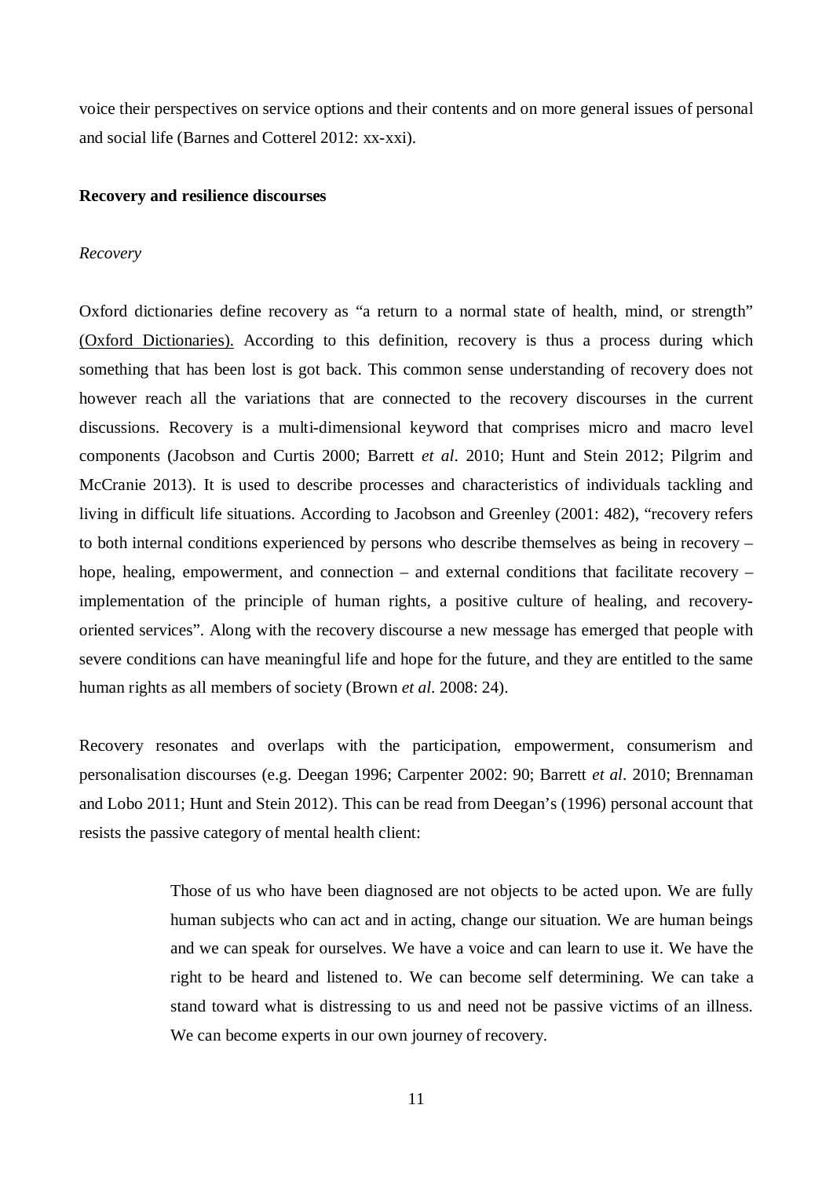voice their perspectives on service options and their contents and on more general issues of personal and social life (Barnes and Cotterel 2012: xx-xxi).

## Recovery and resilience discourses

### *Recovery*

Oxford dictionaries define recovery as “a return to a normal state of health, mind, or strength” (Oxford Dictionaries). According to this definition, recovery is thus a process during which something that has been lost is got back. This common sense understanding of recovery does not however reach all the variations that are connected to the recovery discourses in the current discussions. Recovery is a multi-dimensional keyword that comprises micro and macro level components (Jacobson and Curtis 2000; Barrett *et al*. 2010; Hunt and Stein 2012; Pilgrim and McCranie 2013). It is used to describe processes and characteristics of individuals tackling and living in difficult life situations. According to Jacobson and Greenley (2001: 482), “recovery refers to both internal conditions experienced by persons who describe themselves as being in recovery – hope, healing, empowerment, and connection – and external conditions that facilitate recovery – implementation of the principle of human rights, a positive culture of healing, and recovery-oriented services”. Along with the recovery discourse a new message has emerged that people with severe conditions can have meaningful life and hope for the future, and they are entitled to the same human rights as all members of society (Brown *et al*. 2008: 24).

Recovery resonates and overlaps with the participation, empowerment, consumerism and personalisation discourses (e.g. Deegan 1996; Carpenter 2002: 90; Barrett *et al*. 2010; Brennaman and Lobo 2011; Hunt and Stein 2012). This can be read from Deegan’s (1996) personal account that resists the passive category of mental health client:

> Those of us who have been diagnosed are not objects to be acted upon. We are fully human subjects who can act and in acting, change our situation. We are human beings and we can speak for ourselves. We have a voice and can learn to use it. We have the right to be heard and listened to. We can become self determining. We can take a stand toward what is distressing to us and need not be passive victims of an illness. We can become experts in our own journey of recovery.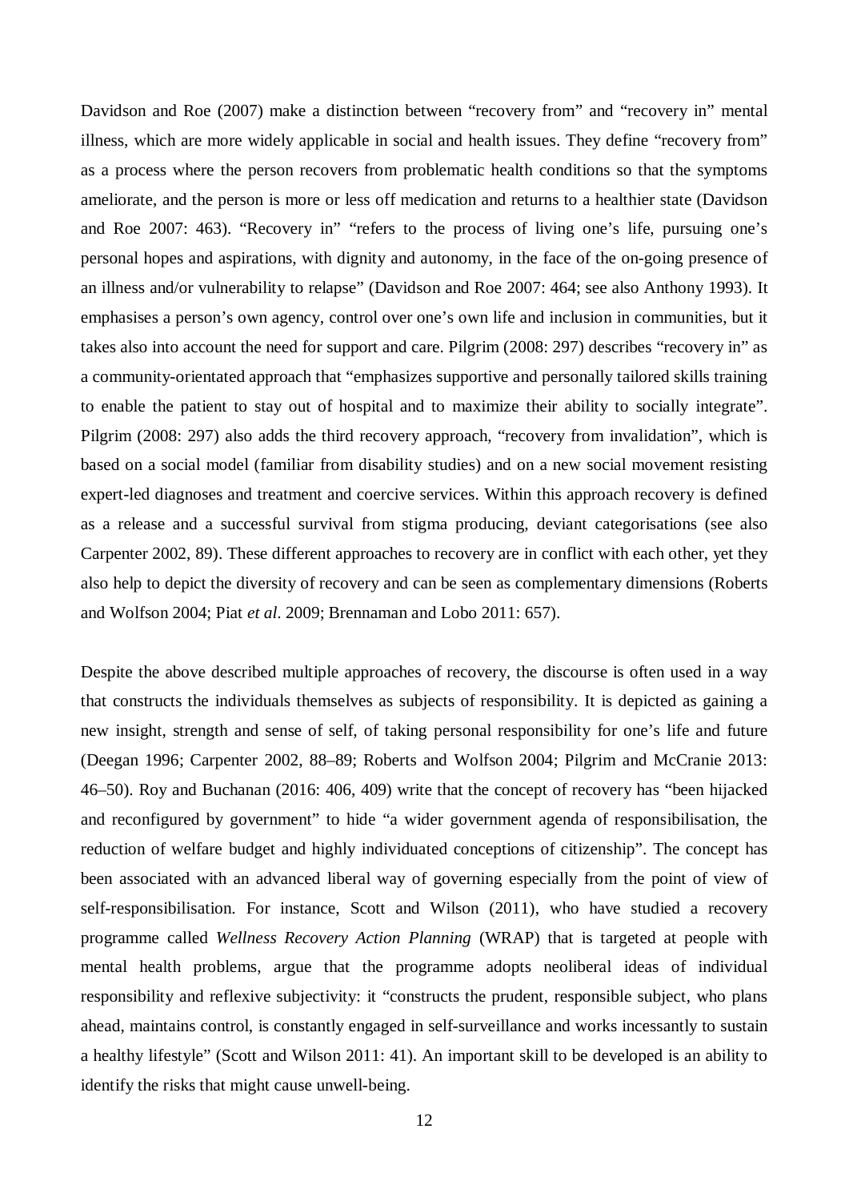Davidson and Roe (2007) make a distinction between "recovery from" and "recovery in" mental illness, which are more widely applicable in social and health issues. They define "recovery from" as a process where the person recovers from problematic health conditions so that the symptoms ameliorate, and the person is more or less off medication and returns to a healthier state (Davidson and Roe 2007: 463). "Recovery in" "refers to the process of living one's life, pursuing one's personal hopes and aspirations, with dignity and autonomy, in the face of the on-going presence of an illness and/or vulnerability to relapse" (Davidson and Roe 2007: 464; see also Anthony 1993). It emphasises a person's own agency, control over one's own life and inclusion in communities, but it takes also into account the need for support and care. Pilgrim (2008: 297) describes "recovery in" as a community-orientated approach that "emphasizes supportive and personally tailored skills training to enable the patient to stay out of hospital and to maximize their ability to socially integrate". Pilgrim (2008: 297) also adds the third recovery approach, "recovery from invalidation", which is based on a social model (familiar from disability studies) and on a new social movement resisting expert-led diagnoses and treatment and coercive services. Within this approach recovery is defined as a release and a successful survival from stigma producing, deviant categorisations (see also Carpenter 2002, 89). These different approaches to recovery are in conflict with each other, yet they also help to depict the diversity of recovery and can be seen as complementary dimensions (Roberts and Wolfson 2004; Piat *et al.* 2009; Brennaman and Lobo 2011: 657).

Despite the above described multiple approaches of recovery, the discourse is often used in a way that constructs the individuals themselves as subjects of responsibility. It is depicted as gaining a new insight, strength and sense of self, of taking personal responsibility for one's life and future (Deegan 1996; Carpenter 2002, 88–89; Roberts and Wolfson 2004; Pilgrim and McCranie 2013: 46–50). Roy and Buchanan (2016: 406, 409) write that the concept of recovery has "been hijacked and reconfigured by government" to hide "a wider government agenda of responsibilisation, the reduction of welfare budget and highly individuated conceptions of citizenship". The concept has been associated with an advanced liberal way of governing especially from the point of view of self-responsibilisation. For instance, Scott and Wilson (2011), who have studied a recovery programme called *Wellness Recovery Action Planning* (WRAP) that is targeted at people with mental health problems, argue that the programme adopts neoliberal ideas of individual responsibility and reflexive subjectivity: it "constructs the prudent, responsible subject, who plans ahead, maintains control, is constantly engaged in self-surveillance and works incessantly to sustain a healthy lifestyle" (Scott and Wilson 2011: 41). An important skill to be developed is an ability to identify the risks that might cause unwell-being.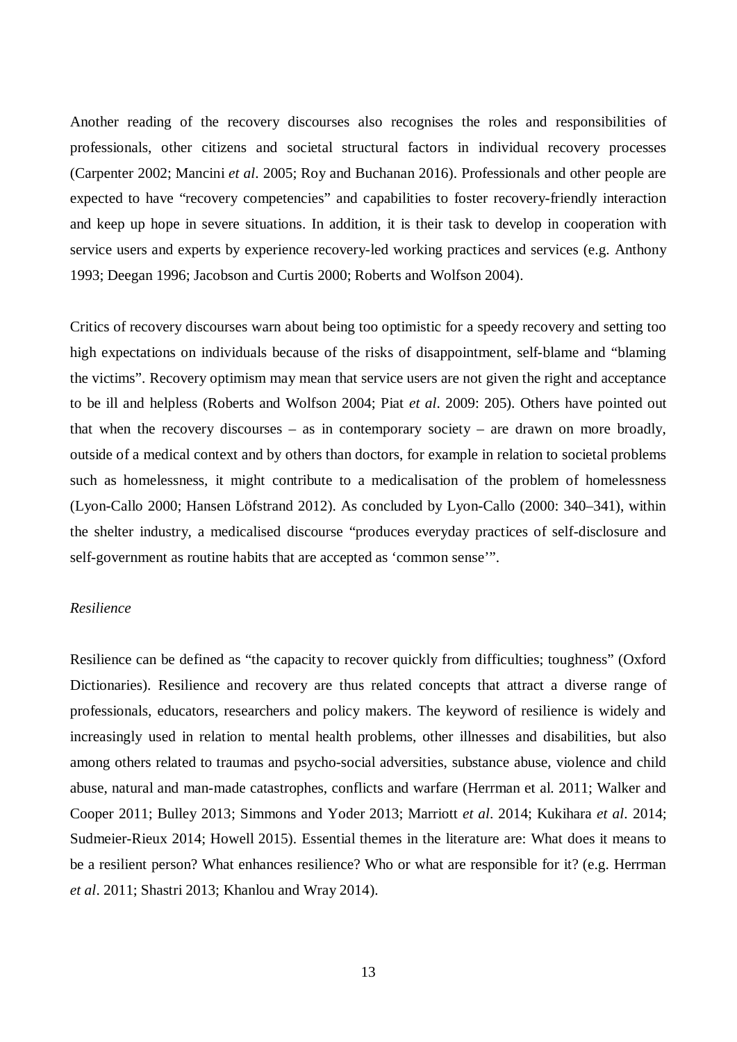Another reading of the recovery discourses also recognises the roles and responsibilities of professionals, other citizens and societal structural factors in individual recovery processes (Carpenter 2002; Mancini *et al*. 2005; Roy and Buchanan 2016). Professionals and other people are expected to have "recovery competencies" and capabilities to foster recovery-friendly interaction and keep up hope in severe situations. In addition, it is their task to develop in cooperation with service users and experts by experience recovery-led working practices and services (e.g. Anthony 1993; Deegan 1996; Jacobson and Curtis 2000; Roberts and Wolfson 2004).

Critics of recovery discourses warn about being too optimistic for a speedy recovery and setting too high expectations on individuals because of the risks of disappointment, self-blame and "blaming the victims". Recovery optimism may mean that service users are not given the right and acceptance to be ill and helpless (Roberts and Wolfson 2004; Piat *et al*. 2009: 205). Others have pointed out that when the recovery discourses – as in contemporary society – are drawn on more broadly, outside of a medical context and by others than doctors, for example in relation to societal problems such as homelessness, it might contribute to a medicalisation of the problem of homelessness (Lyon-Callo 2000; Hansen Löfstrand 2012). As concluded by Lyon-Callo (2000: 340–341), within the shelter industry, a medicalised discourse "produces everyday practices of self-disclosure and self-government as routine habits that are accepted as 'common sense'".

*Resilience*

Resilience can be defined as "the capacity to recover quickly from difficulties; toughness" (Oxford Dictionaries). Resilience and recovery are thus related concepts that attract a diverse range of professionals, educators, researchers and policy makers. The keyword of resilience is widely and increasingly used in relation to mental health problems, other illnesses and disabilities, but also among others related to traumas and psycho-social adversities, substance abuse, violence and child abuse, natural and man-made catastrophes, conflicts and warfare (Herrman et al. 2011; Walker and Cooper 2011; Bulley 2013; Simmons and Yoder 2013; Marriott *et al*. 2014; Kukihara *et al*. 2014; Sudmeier-Rieux 2014; Howell 2015). Essential themes in the literature are: What does it means to be a resilient person? What enhances resilience? Who or what are responsible for it? (e.g. Herrman *et al*. 2011; Shastri 2013; Khanlou and Wray 2014).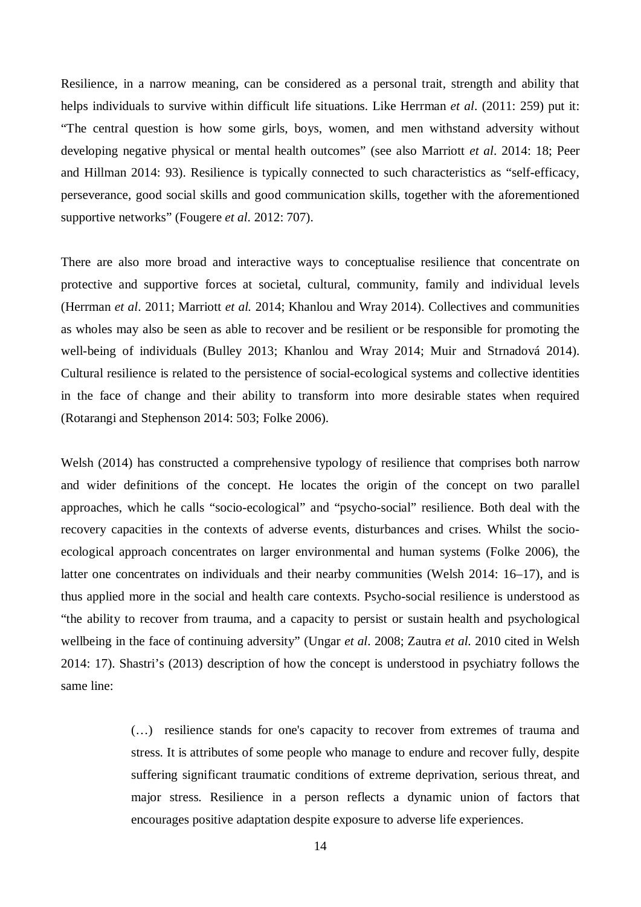Resilience, in a narrow meaning, can be considered as a personal trait, strength and ability that helps individuals to survive within difficult life situations. Like Herrman *et al*. (2011: 259) put it: "The central question is how some girls, boys, women, and men withstand adversity without developing negative physical or mental health outcomes" (see also Marriott *et al*. 2014: 18; Peer and Hillman 2014: 93). Resilience is typically connected to such characteristics as "self-efficacy, perseverance, good social skills and good communication skills, together with the aforementioned supportive networks" (Fougere *et al*. 2012: 707).

There are also more broad and interactive ways to conceptualise resilience that concentrate on protective and supportive forces at societal, cultural, community, family and individual levels (Herrman *et al*. 2011; Marriott *et al.* 2014; Khanlou and Wray 2014). Collectives and communities as wholes may also be seen as able to recover and be resilient or be responsible for promoting the well-being of individuals (Bulley 2013; Khanlou and Wray 2014; Muir and Strnadová 2014). Cultural resilience is related to the persistence of social-ecological systems and collective identities in the face of change and their ability to transform into more desirable states when required (Rotarangi and Stephenson 2014: 503; Folke 2006).

Welsh (2014) has constructed a comprehensive typology of resilience that comprises both narrow and wider definitions of the concept. He locates the origin of the concept on two parallel approaches, which he calls "socio-ecological" and "psycho-social" resilience. Both deal with the recovery capacities in the contexts of adverse events, disturbances and crises. Whilst the socio-ecological approach concentrates on larger environmental and human systems (Folke 2006), the latter one concentrates on individuals and their nearby communities (Welsh 2014: 16–17), and is thus applied more in the social and health care contexts. Psycho-social resilience is understood as "the ability to recover from trauma, and a capacity to persist or sustain health and psychological wellbeing in the face of continuing adversity" (Ungar *et al*. 2008; Zautra *et al.* 2010 cited in Welsh 2014: 17). Shastri's (2013) description of how the concept is understood in psychiatry follows the same line:

> (…) resilience stands for one's capacity to recover from extremes of trauma and stress. It is attributes of some people who manage to endure and recover fully, despite suffering significant traumatic conditions of extreme deprivation, serious threat, and major stress. Resilience in a person reflects a dynamic union of factors that encourages positive adaptation despite exposure to adverse life experiences.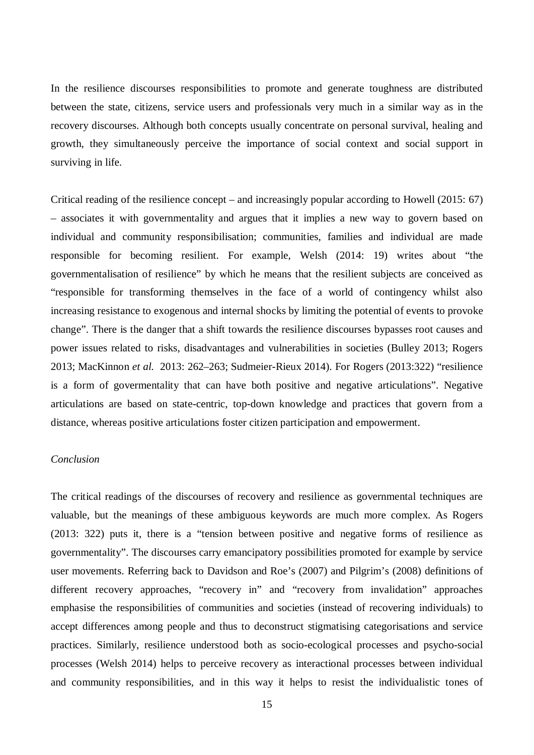In the resilience discourses responsibilities to promote and generate toughness are distributed between the state, citizens, service users and professionals very much in a similar way as in the recovery discourses. Although both concepts usually concentrate on personal survival, healing and growth, they simultaneously perceive the importance of social context and social support in surviving in life.

Critical reading of the resilience concept – and increasingly popular according to Howell (2015: 67) – associates it with governmentality and argues that it implies a new way to govern based on individual and community responsibilisation; communities, families and individual are made responsible for becoming resilient. For example, Welsh (2014: 19) writes about "the governmentalisation of resilience" by which he means that the resilient subjects are conceived as "responsible for transforming themselves in the face of a world of contingency whilst also increasing resistance to exogenous and internal shocks by limiting the potential of events to provoke change". There is the danger that a shift towards the resilience discourses bypasses root causes and power issues related to risks, disadvantages and vulnerabilities in societies (Bulley 2013; Rogers 2013; MacKinnon *et al.* 2013: 262–263; Sudmeier-Rieux 2014). For Rogers (2013:322) "resilience is a form of govermentality that can have both positive and negative articulations". Negative articulations are based on state-centric, top-down knowledge and practices that govern from a distance, whereas positive articulations foster citizen participation and empowerment.

*Conclusion*

The critical readings of the discourses of recovery and resilience as governmental techniques are valuable, but the meanings of these ambiguous keywords are much more complex. As Rogers (2013: 322) puts it, there is a "tension between positive and negative forms of resilience as governmentality". The discourses carry emancipatory possibilities promoted for example by service user movements. Referring back to Davidson and Roe's (2007) and Pilgrim's (2008) definitions of different recovery approaches, "recovery in" and "recovery from invalidation" approaches emphasise the responsibilities of communities and societies (instead of recovering individuals) to accept differences among people and thus to deconstruct stigmatising categorisations and service practices. Similarly, resilience understood both as socio-ecological processes and psycho-social processes (Welsh 2014) helps to perceive recovery as interactional processes between individual and community responsibilities, and in this way it helps to resist the individualistic tones of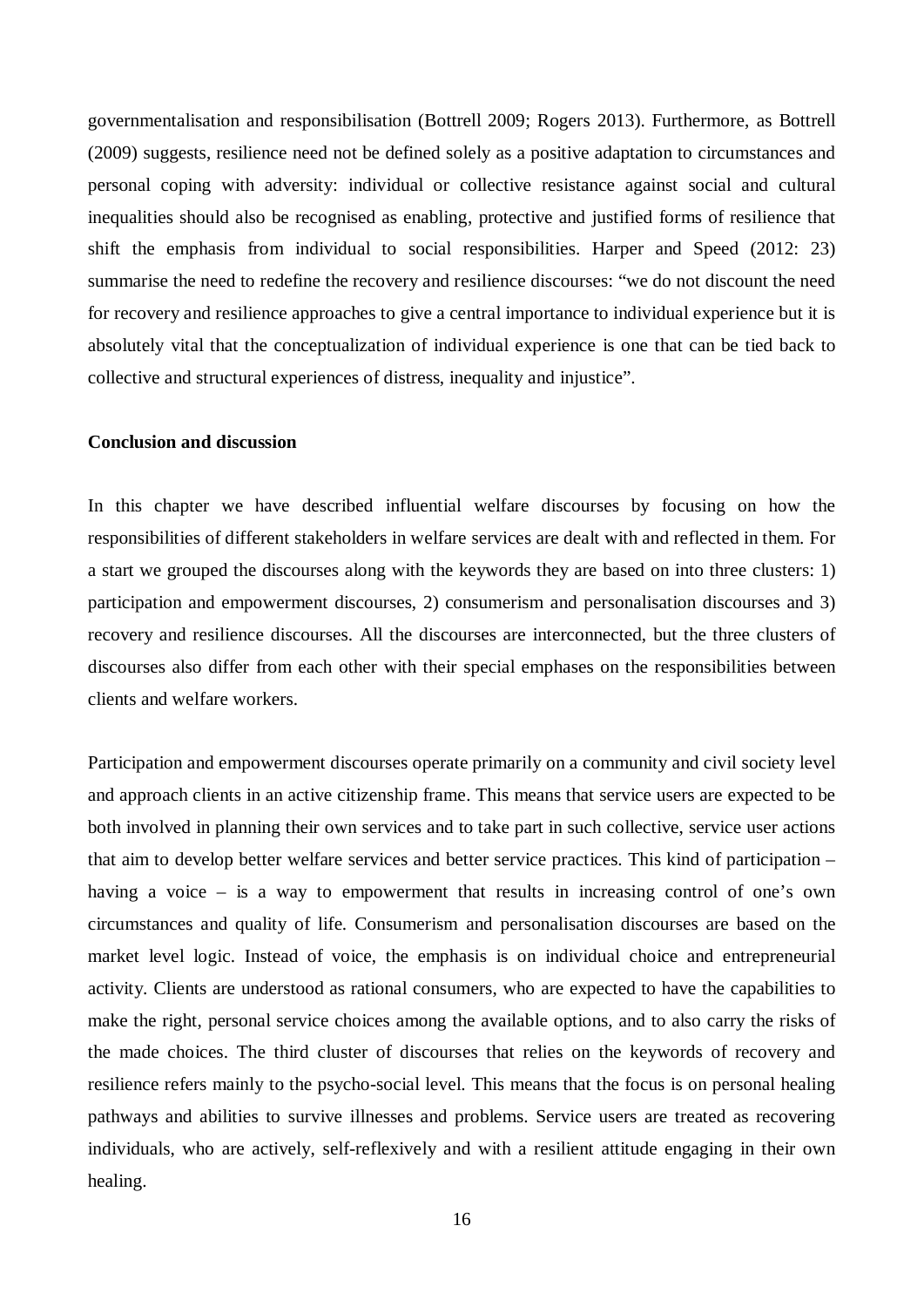governmentalisation and responsibilisation (Bottrell 2009; Rogers 2013). Furthermore, as Bottrell (2009) suggests, resilience need not be defined solely as a positive adaptation to circumstances and personal coping with adversity: individual or collective resistance against social and cultural inequalities should also be recognised as enabling, protective and justified forms of resilience that shift the emphasis from individual to social responsibilities. Harper and Speed (2012: 23) summarise the need to redefine the recovery and resilience discourses: "we do not discount the need for recovery and resilience approaches to give a central importance to individual experience but it is absolutely vital that the conceptualization of individual experience is one that can be tied back to collective and structural experiences of distress, inequality and injustice".

**Conclusion and discussion**

In this chapter we have described influential welfare discourses by focusing on how the responsibilities of different stakeholders in welfare services are dealt with and reflected in them. For a start we grouped the discourses along with the keywords they are based on into three clusters: 1) participation and empowerment discourses, 2) consumerism and personalisation discourses and 3) recovery and resilience discourses. All the discourses are interconnected, but the three clusters of discourses also differ from each other with their special emphases on the responsibilities between clients and welfare workers.

Participation and empowerment discourses operate primarily on a community and civil society level and approach clients in an active citizenship frame. This means that service users are expected to be both involved in planning their own services and to take part in such collective, service user actions that aim to develop better welfare services and better service practices. This kind of participation – having a voice – is a way to empowerment that results in increasing control of one's own circumstances and quality of life. Consumerism and personalisation discourses are based on the market level logic. Instead of voice, the emphasis is on individual choice and entrepreneurial activity. Clients are understood as rational consumers, who are expected to have the capabilities to make the right, personal service choices among the available options, and to also carry the risks of the made choices. The third cluster of discourses that relies on the keywords of recovery and resilience refers mainly to the psycho-social level. This means that the focus is on personal healing pathways and abilities to survive illnesses and problems. Service users are treated as recovering individuals, who are actively, self-reflexively and with a resilient attitude engaging in their own healing.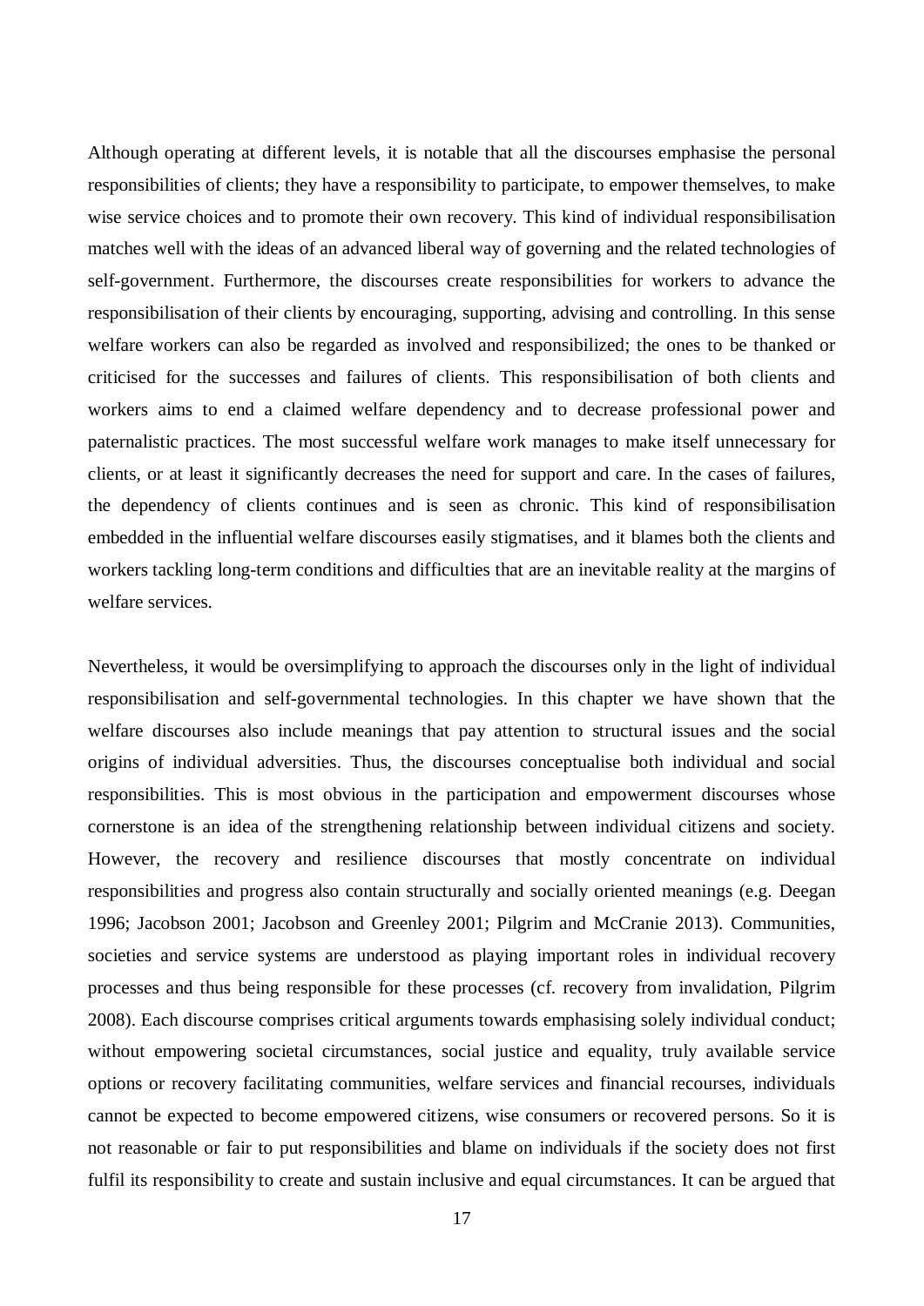Although operating at different levels, it is notable that all the discourses emphasise the personal responsibilities of clients; they have a responsibility to participate, to empower themselves, to make wise service choices and to promote their own recovery. This kind of individual responsibilisation matches well with the ideas of an advanced liberal way of governing and the related technologies of self-government. Furthermore, the discourses create responsibilities for workers to advance the responsibilisation of their clients by encouraging, supporting, advising and controlling. In this sense welfare workers can also be regarded as involved and responsibilized; the ones to be thanked or criticised for the successes and failures of clients. This responsibilisation of both clients and workers aims to end a claimed welfare dependency and to decrease professional power and paternalistic practices. The most successful welfare work manages to make itself unnecessary for clients, or at least it significantly decreases the need for support and care. In the cases of failures, the dependency of clients continues and is seen as chronic. This kind of responsibilisation embedded in the influential welfare discourses easily stigmatises, and it blames both the clients and workers tackling long-term conditions and difficulties that are an inevitable reality at the margins of welfare services.

Nevertheless, it would be oversimplifying to approach the discourses only in the light of individual responsibilisation and self-governmental technologies. In this chapter we have shown that the welfare discourses also include meanings that pay attention to structural issues and the social origins of individual adversities. Thus, the discourses conceptualise both individual and social responsibilities. This is most obvious in the participation and empowerment discourses whose cornerstone is an idea of the strengthening relationship between individual citizens and society. However, the recovery and resilience discourses that mostly concentrate on individual responsibilities and progress also contain structurally and socially oriented meanings (e.g. Deegan 1996; Jacobson 2001; Jacobson and Greenley 2001; Pilgrim and McCranie 2013). Communities, societies and service systems are understood as playing important roles in individual recovery processes and thus being responsible for these processes (cf. recovery from invalidation, Pilgrim 2008). Each discourse comprises critical arguments towards emphasising solely individual conduct; without empowering societal circumstances, social justice and equality, truly available service options or recovery facilitating communities, welfare services and financial recourses, individuals cannot be expected to become empowered citizens, wise consumers or recovered persons. So it is not reasonable or fair to put responsibilities and blame on individuals if the society does not first fulfil its responsibility to create and sustain inclusive and equal circumstances. It can be argued that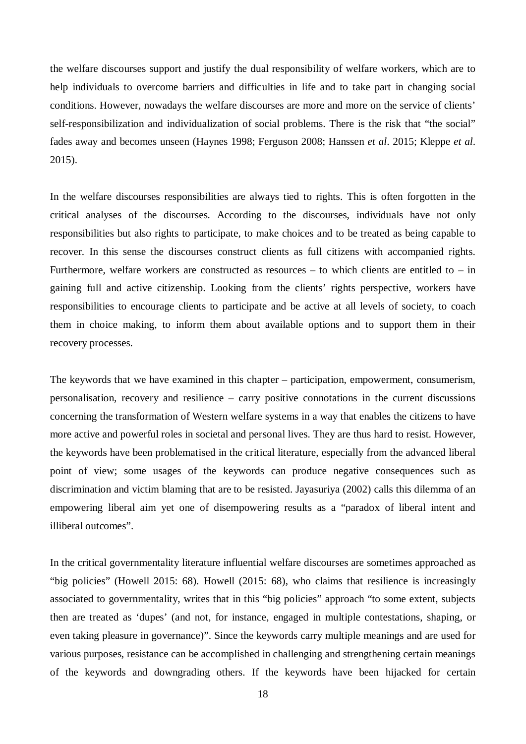the welfare discourses support and justify the dual responsibility of welfare workers, which are to help individuals to overcome barriers and difficulties in life and to take part in changing social conditions. However, nowadays the welfare discourses are more and more on the service of clients' self-responsibilization and individualization of social problems. There is the risk that "the social" fades away and becomes unseen (Haynes 1998; Ferguson 2008; Hanssen *et al*. 2015; Kleppe *et al*. 2015).

In the welfare discourses responsibilities are always tied to rights. This is often forgotten in the critical analyses of the discourses. According to the discourses, individuals have not only responsibilities but also rights to participate, to make choices and to be treated as being capable to recover. In this sense the discourses construct clients as full citizens with accompanied rights. Furthermore, welfare workers are constructed as resources – to which clients are entitled to – in gaining full and active citizenship. Looking from the clients' rights perspective, workers have responsibilities to encourage clients to participate and be active at all levels of society, to coach them in choice making, to inform them about available options and to support them in their recovery processes.

The keywords that we have examined in this chapter – participation, empowerment, consumerism, personalisation, recovery and resilience – carry positive connotations in the current discussions concerning the transformation of Western welfare systems in a way that enables the citizens to have more active and powerful roles in societal and personal lives. They are thus hard to resist. However, the keywords have been problematised in the critical literature, especially from the advanced liberal point of view; some usages of the keywords can produce negative consequences such as discrimination and victim blaming that are to be resisted. Jayasuriya (2002) calls this dilemma of an empowering liberal aim yet one of disempowering results as a "paradox of liberal intent and illiberal outcomes".

In the critical governmentality literature influential welfare discourses are sometimes approached as "big policies" (Howell 2015: 68). Howell (2015: 68), who claims that resilience is increasingly associated to governmentality, writes that in this "big policies" approach "to some extent, subjects then are treated as 'dupes' (and not, for instance, engaged in multiple contestations, shaping, or even taking pleasure in governance)". Since the keywords carry multiple meanings and are used for various purposes, resistance can be accomplished in challenging and strengthening certain meanings of the keywords and downgrading others. If the keywords have been hijacked for certain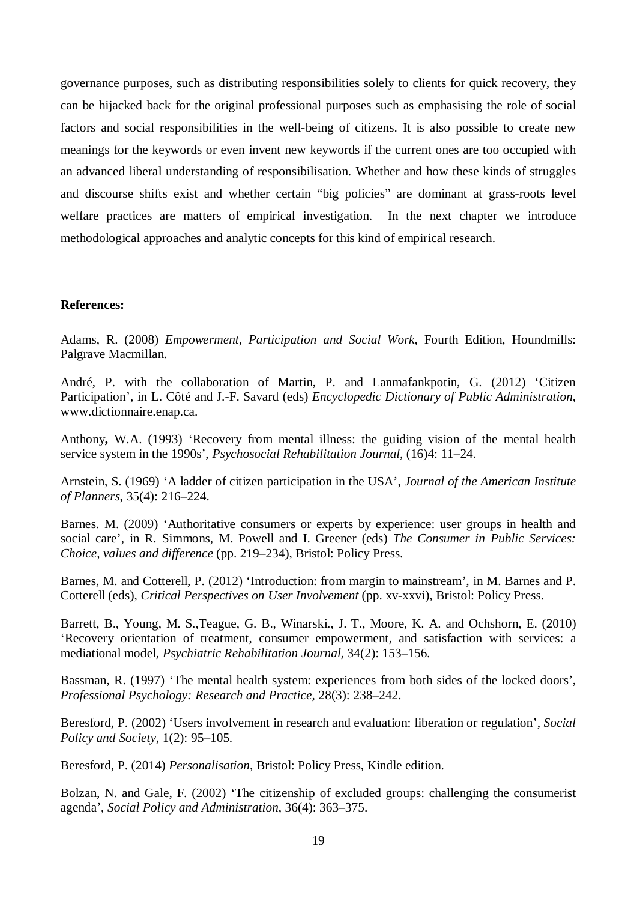governance purposes, such as distributing responsibilities solely to clients for quick recovery, they can be hijacked back for the original professional purposes such as emphasising the role of social factors and social responsibilities in the well-being of citizens. It is also possible to create new meanings for the keywords or even invent new keywords if the current ones are too occupied with an advanced liberal understanding of responsibilisation. Whether and how these kinds of struggles and discourse shifts exist and whether certain "big policies" are dominant at grass-roots level welfare practices are matters of empirical investigation. In the next chapter we introduce methodological approaches and analytic concepts for this kind of empirical research.

**References:**

Adams, R. (2008) *Empowerment, Participation and Social Work*, Fourth Edition, Houndmills: Palgrave Macmillan.

André, P. with the collaboration of Martin, P. and Lanmafankpotin, G. (2012) 'Citizen Participation', in L. Côté and J.-F. Savard (eds) *Encyclopedic Dictionary of Public Administration*, www.dictionnaire.enap.ca.

Anthony**,** W.A. (1993) 'Recovery from mental illness: the guiding vision of the mental health service system in the 1990s', *Psychosocial Rehabilitation Journal*, (16)4: 11–24.

Arnstein, S. (1969) 'A ladder of citizen participation in the USA', *Journal of the American Institute of Planners*, 35(4): 216–224.

Barnes. M. (2009) 'Authoritative consumers or experts by experience: user groups in health and social care', in R. Simmons, M. Powell and I. Greener (eds) *The Consumer in Public Services: Choice, values and difference* (pp. 219–234), Bristol: Policy Press.

Barnes, M. and Cotterell, P. (2012) 'Introduction: from margin to mainstream', in M. Barnes and P. Cotterell (eds), *Critical Perspectives on User Involvement* (pp. xv-xxvi), Bristol: Policy Press.

Barrett, B., Young, M. S.,Teague, G. B., Winarski., J. T., Moore, K. A. and Ochshorn, E. (2010) 'Recovery orientation of treatment, consumer empowerment, and satisfaction with services: a mediational model, *Psychiatric Rehabilitation Journal*, 34(2): 153–156.

Bassman, R. (1997) 'The mental health system: experiences from both sides of the locked doors', *Professional Psychology: Research and Practice*, 28(3): 238–242.

Beresford, P. (2002) 'Users involvement in research and evaluation: liberation or regulation', *Social Policy and Society*, 1(2): 95–105.

Beresford, P. (2014) *Personalisation*, Bristol: Policy Press, Kindle edition.

Bolzan, N. and Gale, F. (2002) 'The citizenship of excluded groups: challenging the consumerist agenda', *Social Policy and Administration*, 36(4): 363–375.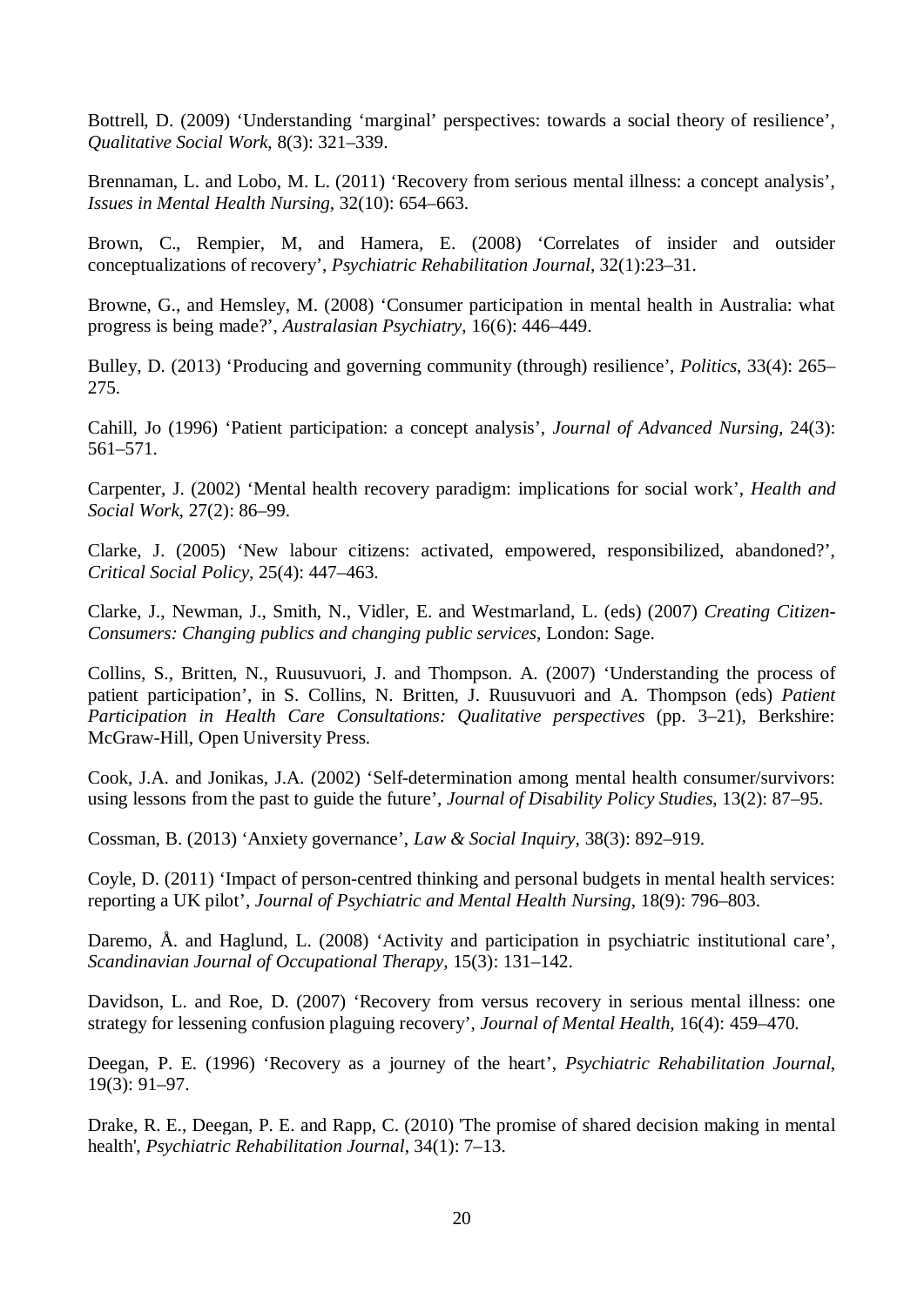Bottrell, D. (2009) 'Understanding 'marginal' perspectives: towards a social theory of resilience', *Qualitative Social Work*, 8(3): 321–339.

Brennaman, L. and Lobo, M. L. (2011) 'Recovery from serious mental illness: a concept analysis', *Issues in Mental Health Nursing*, 32(10): 654–663.

Brown, C., Rempier, M, and Hamera, E. (2008) 'Correlates of insider and outsider conceptualizations of recovery', *Psychiatric Rehabilitation Journal,* 32(1):23–31.

Browne, G., and Hemsley, M. (2008) 'Consumer participation in mental health in Australia: what progress is being made?', *Australasian Psychiatry,* 16(6): 446–449.

Bulley, D. (2013) 'Producing and governing community (through) resilience', *Politics*, 33(4): 265–275.

Cahill, Jo (1996) 'Patient participation: a concept analysis', *Journal of Advanced Nursing,* 24(3): 561–571.

Carpenter, J. (2002) 'Mental health recovery paradigm: implications for social work', *Health and Social Work*, 27(2): 86–99.

Clarke, J. (2005) 'New labour citizens: activated, empowered, responsibilized, abandoned?', *Critical Social Policy,* 25(4): 447–463.

Clarke, J., Newman, J., Smith, N., Vidler, E. and Westmarland, L. (eds) (2007) *Creating Citizen-Consumers: Changing publics and changing public services*, London: Sage.

Collins, S., Britten, N., Ruusuvuori, J. and Thompson. A. (2007) 'Understanding the process of patient participation', in S. Collins, N. Britten, J. Ruusuvuori and A. Thompson (eds) *Patient Participation in Health Care Consultations: Qualitative perspectives* (pp. 3–21), Berkshire: McGraw-Hill, Open University Press.

Cook, J.A. and Jonikas, J.A. (2002) 'Self-determination among mental health consumer/survivors: using lessons from the past to guide the future', *Journal of Disability Policy Studies*, 13(2): 87–95.

Cossman, B. (2013) 'Anxiety governance', *Law & Social Inquiry,* 38(3): 892–919.

Coyle, D. (2011) 'Impact of person-centred thinking and personal budgets in mental health services: reporting a UK pilot', *Journal of Psychiatric and Mental Health Nursing*, 18(9): 796–803.

Daremo, Å. and Haglund, L. (2008) 'Activity and participation in psychiatric institutional care', *Scandinavian Journal of Occupational Therapy*, 15(3): 131–142.

Davidson, L. and Roe, D. (2007) 'Recovery from versus recovery in serious mental illness: one strategy for lessening confusion plaguing recovery', *Journal of Mental Health,* 16(4): 459–470.

Deegan, P. E. (1996) 'Recovery as a journey of the heart', *Psychiatric Rehabilitation Journal*, 19(3): 91–97.

Drake, R. E., Deegan, P. E. and Rapp, C. (2010) 'The promise of shared decision making in mental health', *Psychiatric Rehabilitation Journal*, 34(1): 7–13.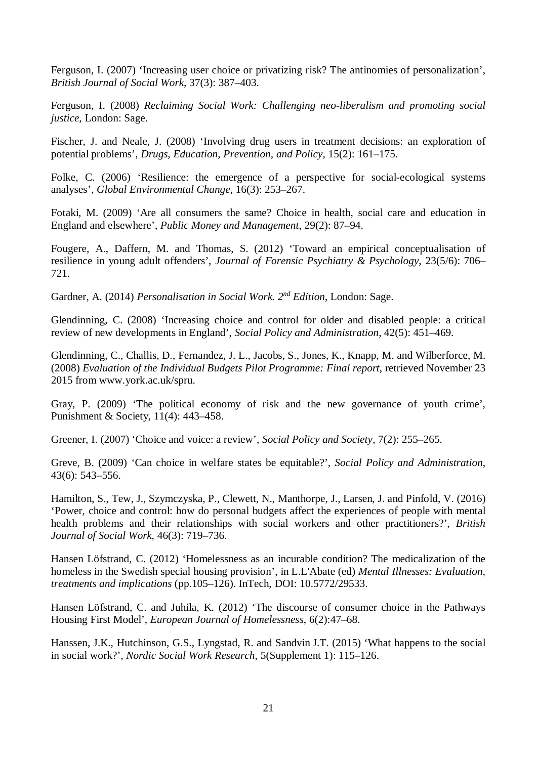Ferguson, I. (2007) ‘Increasing user choice or privatizing risk? The antinomies of personalization’, *British Journal of Social Work*, 37(3): 387–403.

Ferguson, I. (2008) *Reclaiming Social Work: Challenging neo-liberalism and promoting social justice*, London: Sage.

Fischer, J. and Neale, J. (2008) ‘Involving drug users in treatment decisions: an exploration of potential problems’, *Drugs, Education, Prevention, and Policy*, 15(2): 161–175.

Folke, C. (2006) ‘Resilience: the emergence of a perspective for social-ecological systems analyses’, *Global Environmental Change*, 16(3): 253–267.

Fotaki, M. (2009) ‘Are all consumers the same? Choice in health, social care and education in England and elsewhere’, *Public Money and Management*, 29(2): 87–94.

Fougere, A., Daffern, M. and Thomas, S. (2012) ‘Toward an empirical conceptualisation of resilience in young adult offenders’, *Journal of Forensic Psychiatry & Psychology*, 23(5/6): 706–721.

Gardner, A. (2014) *Personalisation in Social Work. 2nd Edition*, London: Sage.

Glendinning, C. (2008) ‘Increasing choice and control for older and disabled people: a critical review of new developments in England’, *Social Policy and Administration*, 42(5): 451–469.

Glendinning, C., Challis, D., Fernandez, J. L., Jacobs, S., Jones, K., Knapp, M. and Wilberforce, M. (2008) *Evaluation of the Individual Budgets Pilot Programme: Final report*, retrieved November 23 2015 from www.york.ac.uk/spru.

Gray, P. (2009) ‘The political economy of risk and the new governance of youth crime’, Punishment & Society, 11(4): 443–458.

Greener, I. (2007) ‘Choice and voice: a review’, *Social Policy and Society*, 7(2): 255–265.

Greve, B. (2009) ‘Can choice in welfare states be equitable?’, *Social Policy and Administration*, 43(6): 543–556.

Hamilton, S., Tew, J., Szymczyska, P., Clewett, N., Manthorpe, J., Larsen, J. and Pinfold, V. (2016) ‘Power, choice and control: how do personal budgets affect the experiences of people with mental health problems and their relationships with social workers and other practitioners?’, *British Journal of Social Work*, 46(3): 719–736.

Hansen Löfstrand, C. (2012) ‘Homelessness as an incurable condition? The medicalization of the homeless in the Swedish special housing provision’, in L.L'Abate (ed) *Mental Illnesses: Evaluation, treatments and implications* (pp.105–126). InTech, DOI: 10.5772/29533.

Hansen Löfstrand, C. and Juhila, K. (2012) ‘The discourse of consumer choice in the Pathways Housing First Model’, *European Journal of Homelessness*, 6(2):47–68.

Hanssen, J.K., Hutchinson, G.S., Lyngstad, R. and Sandvin J.T. (2015) ‘What happens to the social in social work?’, *Nordic Social Work Research*, 5(Supplement 1): 115–126.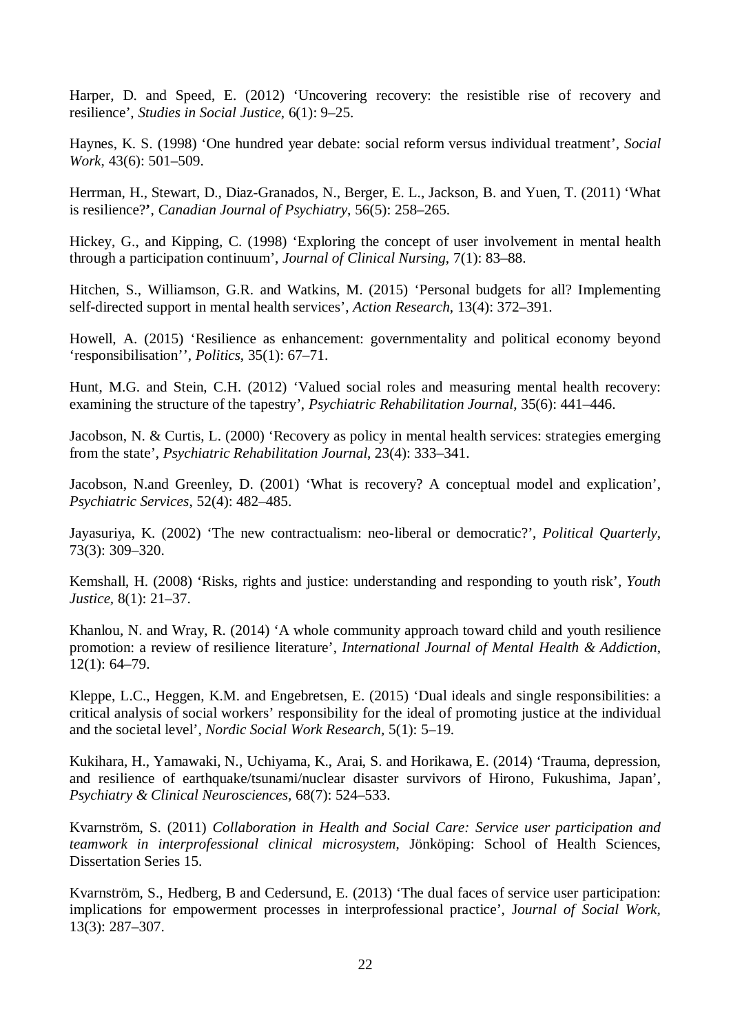Harper, D. and Speed, E. (2012) 'Uncovering recovery: the resistible rise of recovery and resilience', *Studies in Social Justice*, 6(1): 9–25.

Haynes, K. S. (1998) 'One hundred year debate: social reform versus individual treatment', *Social Work*, 43(6): 501–509.

Herrman, H., Stewart, D., Diaz-Granados, N., Berger, E. L., Jackson, B. and Yuen, T. (2011) 'What is resilience?**'**, *Canadian Journal of Psychiatry*, 56(5): 258–265.

Hickey, G., and Kipping, C. (1998) 'Exploring the concept of user involvement in mental health through a participation continuum', *Journal of Clinical Nursing*, 7(1): 83–88.

Hitchen, S., Williamson, G.R. and Watkins, M. (2015) 'Personal budgets for all? Implementing self-directed support in mental health services', *Action Research*, 13(4): 372–391.

Howell, A. (2015) 'Resilience as enhancement: governmentality and political economy beyond 'responsibilisation'', *Politics*, 35(1): 67–71.

Hunt, M.G. and Stein, C.H. (2012) 'Valued social roles and measuring mental health recovery: examining the structure of the tapestry', *Psychiatric Rehabilitation Journal*, 35(6): 441–446.

Jacobson, N. & Curtis, L. (2000) 'Recovery as policy in mental health services: strategies emerging from the state', *Psychiatric Rehabilitation Journal*, 23(4): 333–341.

Jacobson, N.and Greenley, D. (2001) 'What is recovery? A conceptual model and explication', *Psychiatric Services*, 52(4): 482–485.

Jayasuriya, K. (2002) 'The new contractualism: neo-liberal or democratic?', *Political Quarterly*, 73(3): 309–320.

Kemshall, H. (2008) 'Risks, rights and justice: understanding and responding to youth risk', *Youth Justice*, 8(1): 21–37.

Khanlou, N. and Wray, R. (2014) 'A whole community approach toward child and youth resilience promotion: a review of resilience literature', *International Journal of Mental Health & Addiction*, 12(1): 64–79.

Kleppe, L.C., Heggen, K.M. and Engebretsen, E. (2015) 'Dual ideals and single responsibilities: a critical analysis of social workers' responsibility for the ideal of promoting justice at the individual and the societal level', *Nordic Social Work Research*, 5(1): 5–19.

Kukihara, H., Yamawaki, N., Uchiyama, K., Arai, S. and Horikawa, E. (2014) 'Trauma, depression, and resilience of earthquake/tsunami/nuclear disaster survivors of Hirono, Fukushima, Japan', *Psychiatry & Clinical Neurosciences*, 68(7): 524–533.

Kvarnström, S. (2011) *Collaboration in Health and Social Care: Service user participation and teamwork in interprofessional clinical microsystem*, Jönköping: School of Health Sciences, Dissertation Series 15.

Kvarnström, S., Hedberg, B and Cedersund, E. (2013) 'The dual faces of service user participation: implications for empowerment processes in interprofessional practice', J*ournal of Social Work*, 13(3): 287–307.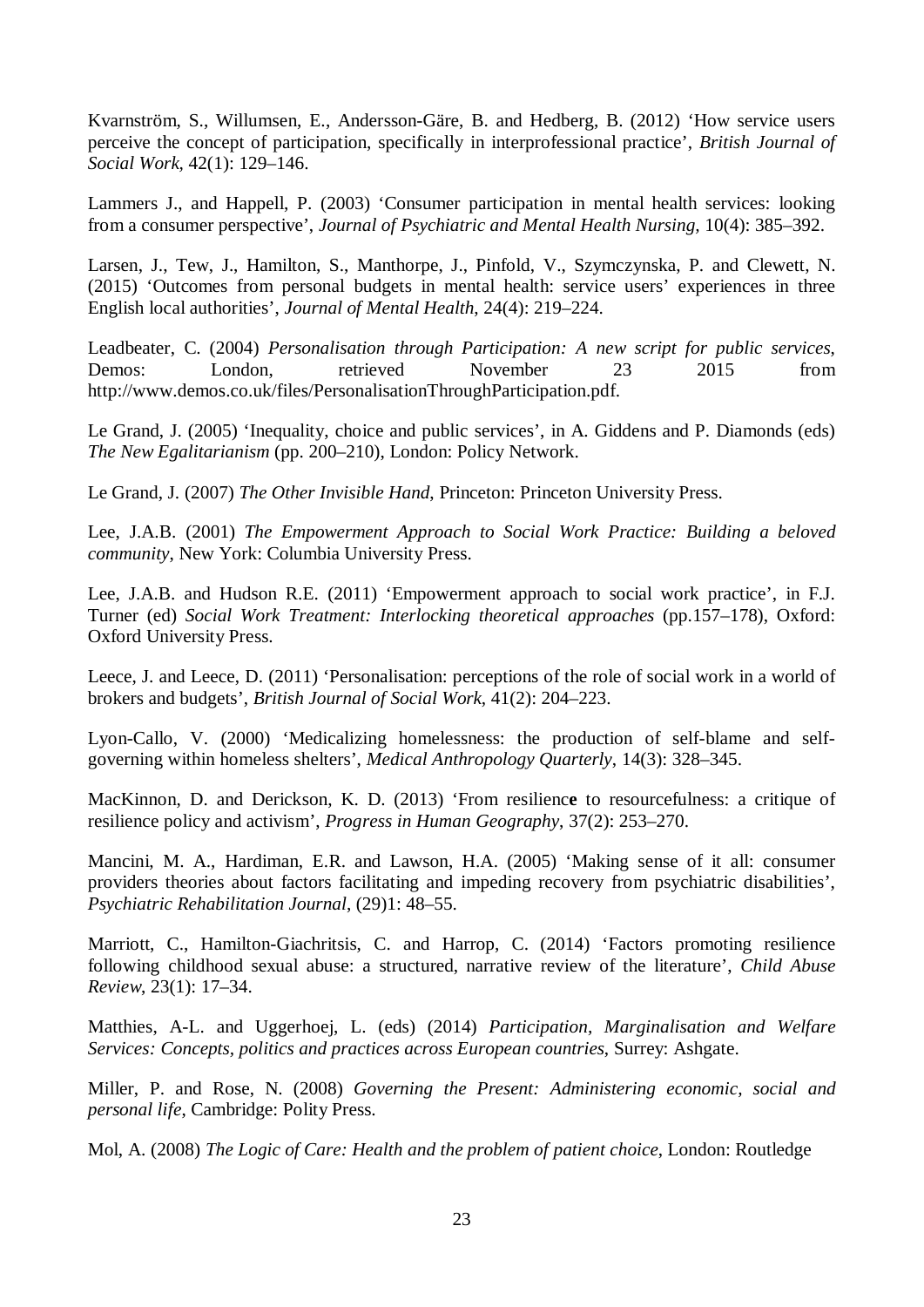Kvarnström, S., Willumsen, E., Andersson-Gäre, B. and Hedberg, B. (2012) 'How service users perceive the concept of participation, specifically in interprofessional practice', *British Journal of Social Work*, 42(1): 129–146.

Lammers J., and Happell, P. (2003) 'Consumer participation in mental health services: looking from a consumer perspective', *Journal of Psychiatric and Mental Health Nursing*, 10(4): 385–392.

Larsen, J., Tew, J., Hamilton, S., Manthorpe, J., Pinfold, V., Szymczynska, P. and Clewett, N. (2015) 'Outcomes from personal budgets in mental health: service users' experiences in three English local authorities', *Journal of Mental Health*, 24(4): 219–224.

Leadbeater, C. (2004) *Personalisation through Participation: A new script for public services*, Demos: London, retrieved November 23 2015 from http://www.demos.co.uk/files/PersonalisationThroughParticipation.pdf.

Le Grand, J. (2005) 'Inequality, choice and public services', in A. Giddens and P. Diamonds (eds) *The New Egalitarianism* (pp. 200–210), London: Policy Network.

Le Grand, J. (2007) *The Other Invisible Hand*, Princeton: Princeton University Press.

Lee, J.A.B. (2001) *The Empowerment Approach to Social Work Practice: Building a beloved community*, New York: Columbia University Press.

Lee, J.A.B. and Hudson R.E. (2011) 'Empowerment approach to social work practice', in F.J. Turner (ed) *Social Work Treatment: Interlocking theoretical approaches* (pp.157–178), Oxford: Oxford University Press.

Leece, J. and Leece, D. (2011) 'Personalisation: perceptions of the role of social work in a world of brokers and budgets', *British Journal of Social Work*, 41(2): 204–223.

Lyon-Callo, V. (2000) 'Medicalizing homelessness: the production of self-blame and self-governing within homeless shelters', *Medical Anthropology Quarterly*, 14(3): 328–345.

MacKinnon, D. and Derickson, K. D. (2013) 'From resilienc**e** to resourcefulness: a critique of resilience policy and activism', *Progress in Human Geography*, 37(2): 253–270.

Mancini, M. A., Hardiman, E.R. and Lawson, H.A. (2005) 'Making sense of it all: consumer providers theories about factors facilitating and impeding recovery from psychiatric disabilities', *Psychiatric Rehabilitation Journal*, (29)1: 48–55.

Marriott, C., Hamilton-Giachritsis, C. and Harrop, C. (2014) 'Factors promoting resilience following childhood sexual abuse: a structured, narrative review of the literature', *Child Abuse Review*, 23(1): 17–34.

Matthies, A-L. and Uggerhoej, L. (eds) (2014) *Participation, Marginalisation and Welfare Services: Concepts, politics and practices across European countries*, Surrey: Ashgate.

Miller, P. and Rose, N. (2008) *Governing the Present: Administering economic, social and personal life*, Cambridge: Polity Press.

Mol, A. (2008) *The Logic of Care: Health and the problem of patient choice*, London: Routledge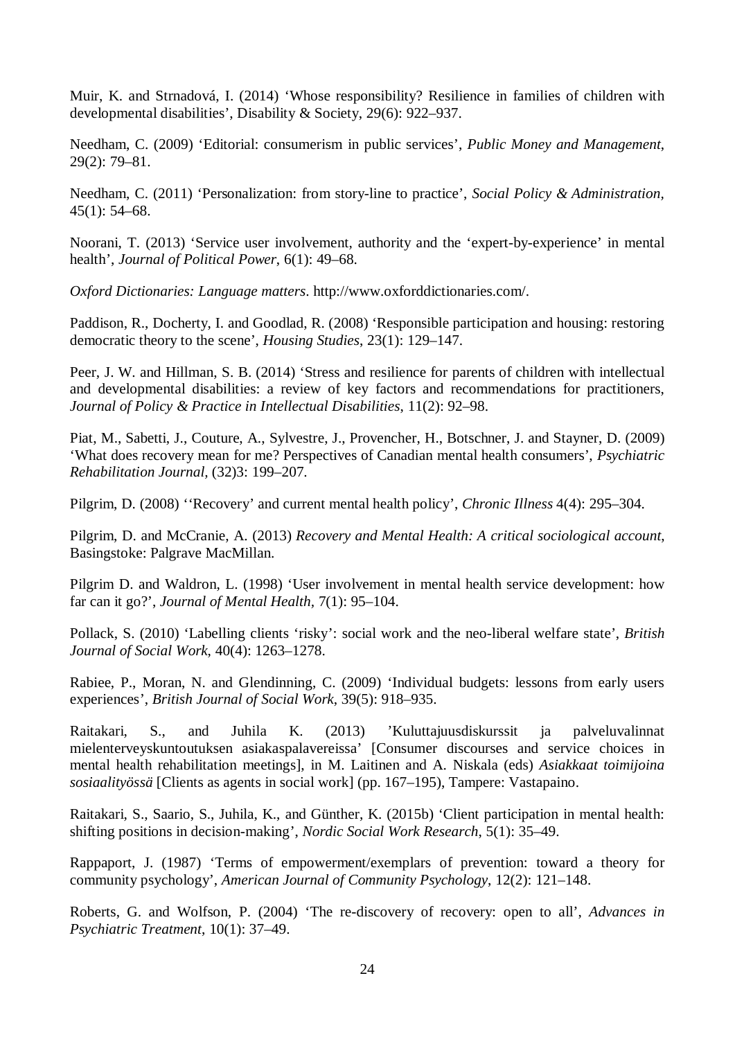Muir, K. and Strnadová, I. (2014) 'Whose responsibility? Resilience in families of children with developmental disabilities', Disability & Society, 29(6): 922–937.

Needham, C. (2009) 'Editorial: consumerism in public services', *Public Money and Management*, 29(2): 79–81.

Needham, C. (2011) 'Personalization: from story-line to practice', *Social Policy & Administration*, 45(1): 54–68.

Noorani, T. (2013) 'Service user involvement, authority and the 'expert-by-experience' in mental health', *Journal of Political Power*, 6(1): 49–68.

*Oxford Dictionaries: Language matters*. http://www.oxforddictionaries.com/.

Paddison, R., Docherty, I. and Goodlad, R. (2008) 'Responsible participation and housing: restoring democratic theory to the scene', *Housing Studies*, 23(1): 129–147.

Peer, J. W. and Hillman, S. B. (2014) 'Stress and resilience for parents of children with intellectual and developmental disabilities: a review of key factors and recommendations for practitioners, *Journal of Policy & Practice in Intellectual Disabilities*, 11(2): 92–98.

Piat, M., Sabetti, J., Couture, A., Sylvestre, J., Provencher, H., Botschner, J. and Stayner, D. (2009) 'What does recovery mean for me? Perspectives of Canadian mental health consumers', *Psychiatric Rehabilitation Journal,* (32)3: 199–207.

Pilgrim, D. (2008) ''Recovery' and current mental health policy', *Chronic Illness* 4(4): 295–304.

Pilgrim, D. and McCranie, A. (2013) *Recovery and Mental Health: A critical sociological account*, Basingstoke: Palgrave MacMillan.

Pilgrim D. and Waldron, L. (1998) 'User involvement in mental health service development: how far can it go?', *Journal of Mental Health,* 7(1): 95–104.

Pollack, S. (2010) 'Labelling clients 'risky': social work and the neo-liberal welfare state', *British Journal of Social Work*, 40(4): 1263–1278.

Rabiee, P., Moran, N. and Glendinning, C. (2009) 'Individual budgets: lessons from early users experiences', *British Journal of Social Work*, 39(5): 918–935.

Raitakari, S., and Juhila K. (2013) 'Kuluttajuusdiskurssit ja palveluvalinnat mielenterveyskuntoutuksen asiakaspalavereissa' [Consumer discourses and service choices in mental health rehabilitation meetings], in M. Laitinen and A. Niskala (eds) *Asiakkaat toimijoina sosiaalityössä* [Clients as agents in social work] (pp. 167–195), Tampere: Vastapaino.

Raitakari, S., Saario, S., Juhila, K., and Günther, K. (2015b) 'Client participation in mental health: shifting positions in decision-making', *Nordic Social Work Research*, 5(1): 35–49.

Rappaport, J. (1987) 'Terms of empowerment/exemplars of prevention: toward a theory for community psychology', *American Journal of Community Psychology*, 12(2): 121–148.

Roberts, G. and Wolfson, P. (2004) 'The re-discovery of recovery: open to all', *Advances in Psychiatric Treatment*, 10(1): 37–49.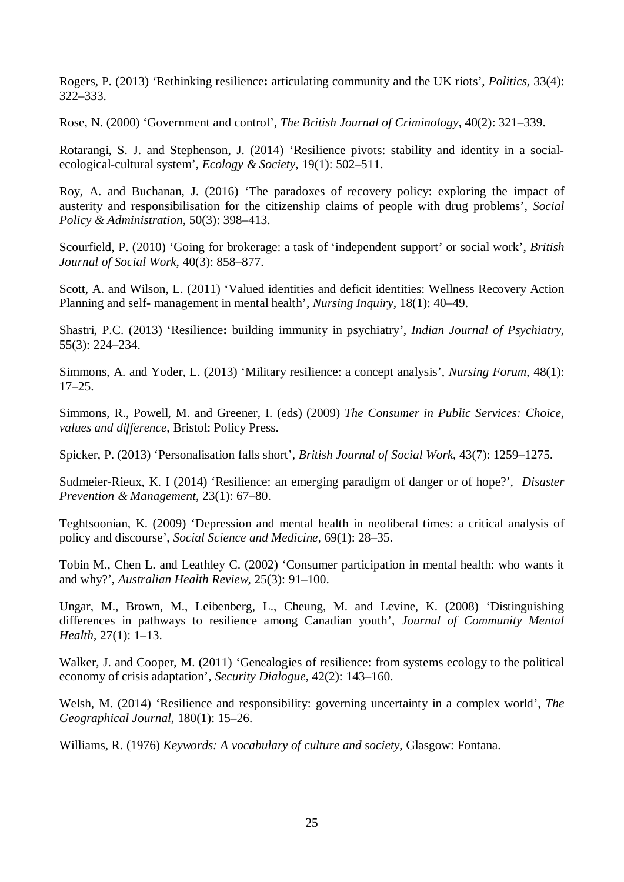Rogers, P. (2013) 'Rethinking resilience**:** articulating community and the UK riots', *Politics*, 33(4): 322–333.

Rose, N. (2000) 'Government and control', *The British Journal of Criminology*, 40(2): 321–339.

Rotarangi, S. J. and Stephenson, J. (2014) 'Resilience pivots: stability and identity in a social-ecological-cultural system', *Ecology & Society*, 19(1): 502–511.

Roy, A. and Buchanan, J. (2016) 'The paradoxes of recovery policy: exploring the impact of austerity and responsibilisation for the citizenship claims of people with drug problems', *Social Policy & Administration*, 50(3): 398–413.

Scourfield, P. (2010) 'Going for brokerage: a task of 'independent support' or social work', *British Journal of Social Work*, 40(3): 858–877.

Scott, A. and Wilson, L. (2011) 'Valued identities and deficit identities: Wellness Recovery Action Planning and self- management in mental health', *Nursing Inquiry*, 18(1): 40–49.

Shastri, P.C. (2013) 'Resilience**:** building immunity in psychiatry', *Indian Journal of Psychiatry*, 55(3): 224–234.

Simmons, A. and Yoder, L. (2013) 'Military resilience: a concept analysis', *Nursing Forum*, 48(1): 17–25.

Simmons, R., Powell, M. and Greener, I. (eds) (2009) *The Consumer in Public Services: Choice, values and difference*, Bristol: Policy Press.

Spicker, P. (2013) 'Personalisation falls short', *British Journal of Social Work*, 43(7): 1259–1275.

Sudmeier-Rieux, K. I (2014) 'Resilience: an emerging paradigm of danger or of hope?', *Disaster Prevention & Management*, 23(1): 67–80.

Teghtsoonian, K. (2009) 'Depression and mental health in neoliberal times: a critical analysis of policy and discourse', *Social Science and Medicine*, 69(1): 28–35.

Tobin M., Chen L. and Leathley C. (2002) 'Consumer participation in mental health: who wants it and why?', *Australian Health Review*, 25(3): 91–100.

Ungar, M., Brown, M., Leibenberg, L., Cheung, M. and Levine, K. (2008) 'Distinguishing differences in pathways to resilience among Canadian youth', *Journal of Community Mental Health*, 27(1): 1–13.

Walker, J. and Cooper, M. (2011) 'Genealogies of resilience: from systems ecology to the political economy of crisis adaptation', *Security Dialogue*, 42(2): 143–160.

Welsh, M. (2014) 'Resilience and responsibility: governing uncertainty in a complex world', *The Geographical Journal*, 180(1): 15–26.

Williams, R. (1976) *Keywords: A vocabulary of culture and society*, Glasgow: Fontana.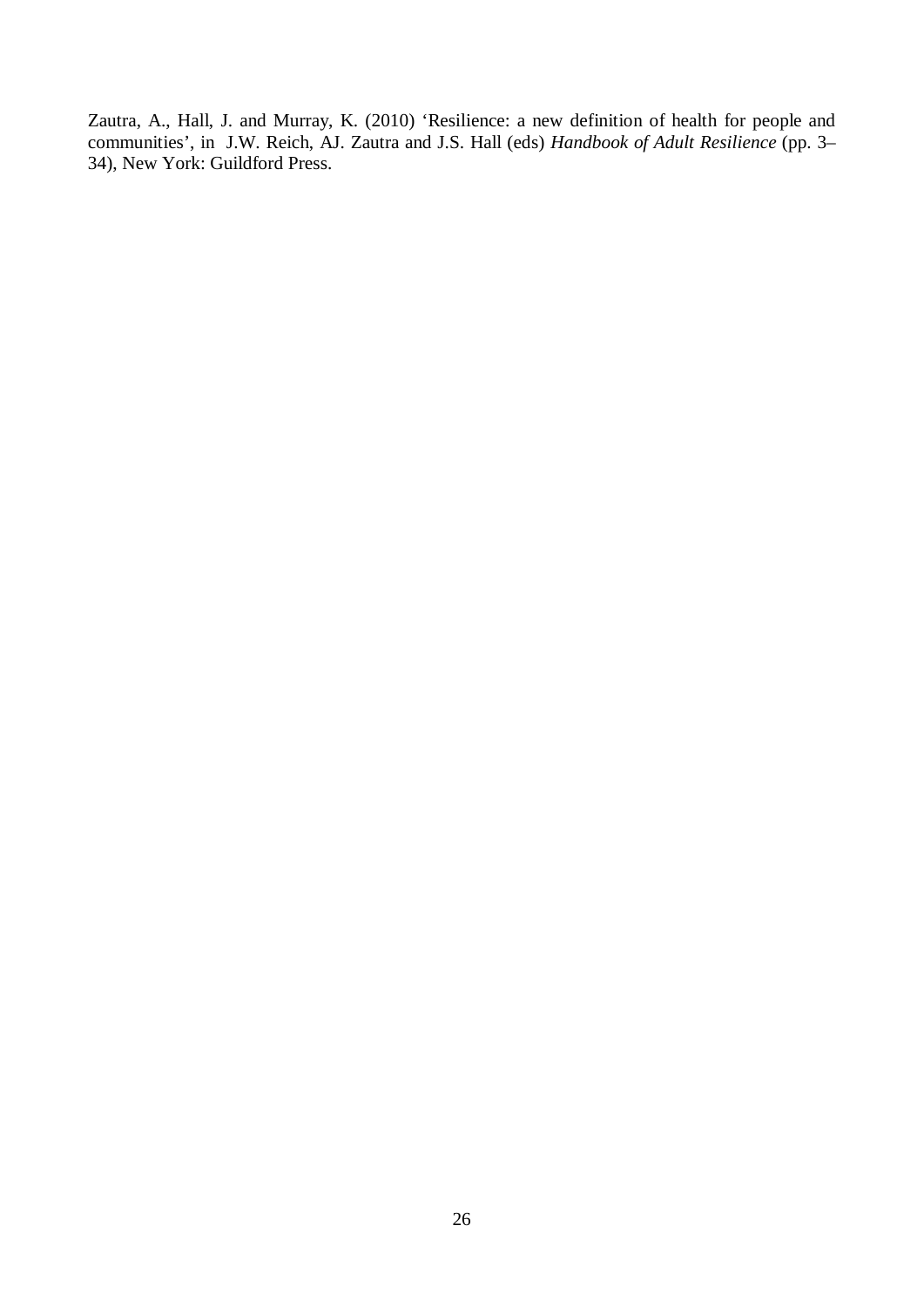Zautra, A., Hall, J. and Murray, K. (2010) 'Resilience: a new definition of health for people and communities', in J.W. Reich, AJ. Zautra and J.S. Hall (eds) *Handbook of Adult Resilience* (pp. 3–34), New York: Guildford Press.